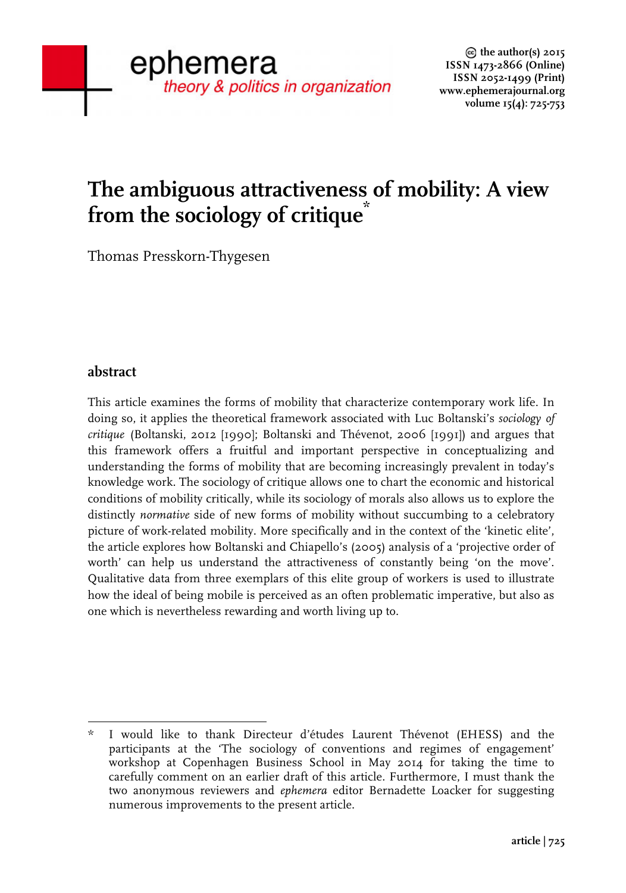# The ambiguous attractiveness of mobility: A view from the sociology of critique*

Thomas Presskorn-Thygesen

## abstract

This article examines the forms of mobility that characterize contemporary work life. In doing so, it applies the theoretical framework associated with Luc Boltanski's *sociology of critique* (Boltanski, 2012 [1990]; Boltanski and Thévenot, 2006 [1991]) and argues that this framework offers a fruitful and important perspective in conceptualizing and understanding the forms of mobility that are becoming increasingly prevalent in today's knowledge work. The sociology of critique allows one to chart the economic and historical conditions of mobility critically, while its sociology of morals also allows us to explore the distinctly *normative* side of new forms of mobility without succumbing to a celebratory picture of work-related mobility. More specifically and in the context of the 'kinetic elite', the article explores how Boltanski and Chiapello's (2005) analysis of a 'projective order of worth' can help us understand the attractiveness of constantly being 'on the move'. Qualitative data from three exemplars of this elite group of workers is used to illustrate how the ideal of being mobile is perceived as an often problematic imperative, but also as one which is nevertheless rewarding and worth living up to.

---

\* I would like to thank Directeur d'études Laurent Thévenot (EHESS) and the participants at the 'The sociology of conventions and regimes of engagement' workshop at Copenhagen Business School in May 2014 for taking the time to carefully comment on an earlier draft of this article. Furthermore, I must thank the two anonymous reviewers and *ephemera* editor Bernadette Loacker for suggesting numerous improvements to the present article.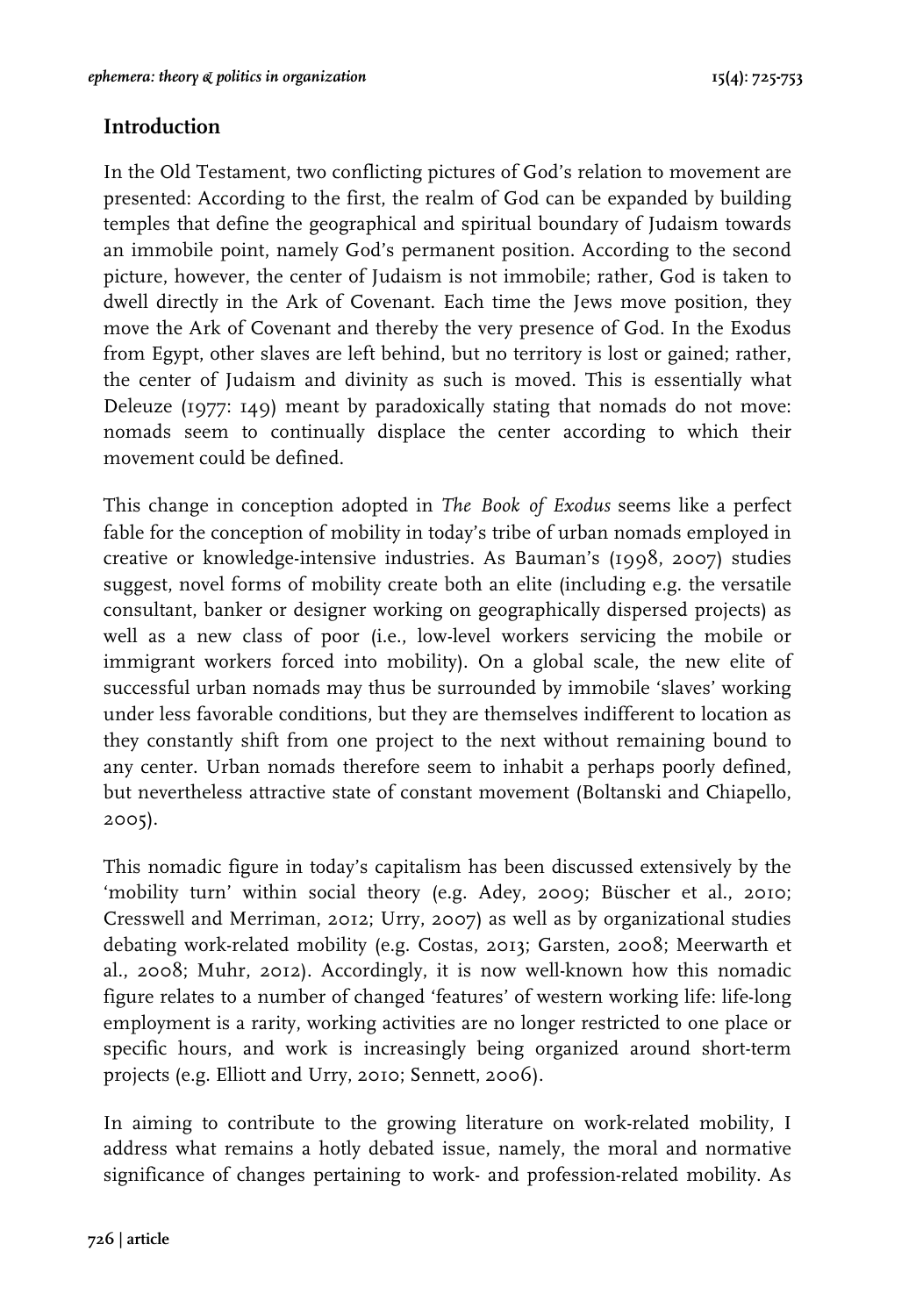## Introduction

In the Old Testament, two conflicting pictures of God's relation to movement are presented: According to the first, the realm of God can be expanded by building temples that define the geographical and spiritual boundary of Judaism towards an immobile point, namely God's permanent position. According to the second picture, however, the center of Judaism is not immobile; rather, God is taken to dwell directly in the Ark of Covenant. Each time the Jews move position, they move the Ark of Covenant and thereby the very presence of God. In the Exodus from Egypt, other slaves are left behind, but no territory is lost or gained; rather, the center of Judaism and divinity as such is moved. This is essentially what Deleuze (1977: 149) meant by paradoxically stating that nomads do not move: nomads seem to continually displace the center according to which their movement could be defined.

This change in conception adopted in *The Book of Exodus* seems like a perfect fable for the conception of mobility in today's tribe of urban nomads employed in creative or knowledge-intensive industries. As Bauman's (1998, 2007) studies suggest, novel forms of mobility create both an elite (including e.g. the versatile consultant, banker or designer working on geographically dispersed projects) as well as a new class of poor (i.e., low-level workers servicing the mobile or immigrant workers forced into mobility). On a global scale, the new elite of successful urban nomads may thus be surrounded by immobile 'slaves' working under less favorable conditions, but they are themselves indifferent to location as they constantly shift from one project to the next without remaining bound to any center. Urban nomads therefore seem to inhabit a perhaps poorly defined, but nevertheless attractive state of constant movement (Boltanski and Chiapello, 2005).

This nomadic figure in today's capitalism has been discussed extensively by the 'mobility turn' within social theory (e.g. Adey, 2009; Büscher et al., 2010; Cresswell and Merriman, 2012; Urry, 2007) as well as by organizational studies debating work-related mobility (e.g. Costas, 2013; Garsten, 2008; Meerwarth et al., 2008; Muhr, 2012). Accordingly, it is now well-known how this nomadic figure relates to a number of changed 'features' of western working life: life-long employment is a rarity, working activities are no longer restricted to one place or specific hours, and work is increasingly being organized around short-term projects (e.g. Elliott and Urry, 2010; Sennett, 2006).

In aiming to contribute to the growing literature on work-related mobility, I address what remains a hotly debated issue, namely, the moral and normative significance of changes pertaining to work- and profession-related mobility. As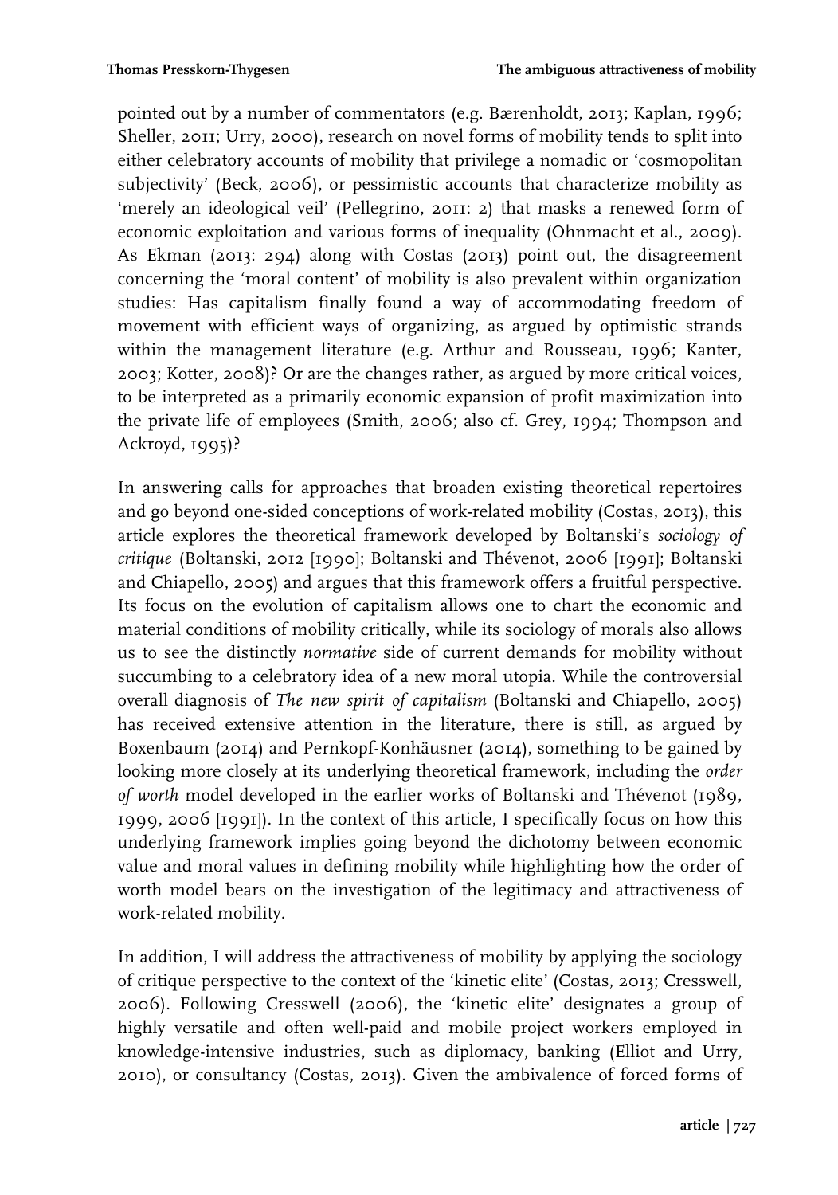pointed out by a number of commentators (e.g. Bærenholdt, 2013; Kaplan, 1996; Sheller, 2011; Urry, 2000), research on novel forms of mobility tends to split into either celebratory accounts of mobility that privilege a nomadic or 'cosmopolitan subjectivity' (Beck, 2006), or pessimistic accounts that characterize mobility as 'merely an ideological veil' (Pellegrino, 2011: 2) that masks a renewed form of economic exploitation and various forms of inequality (Ohnmacht et al., 2009). As Ekman (2013: 294) along with Costas (2013) point out, the disagreement concerning the 'moral content' of mobility is also prevalent within organization studies: Has capitalism finally found a way of accommodating freedom of movement with efficient ways of organizing, as argued by optimistic strands within the management literature (e.g. Arthur and Rousseau, 1996; Kanter, 2003; Kotter, 2008)? Or are the changes rather, as argued by more critical voices, to be interpreted as a primarily economic expansion of profit maximization into the private life of employees (Smith, 2006; also cf. Grey, 1994; Thompson and Ackroyd, 1995)?

In answering calls for approaches that broaden existing theoretical repertoires and go beyond one-sided conceptions of work-related mobility (Costas, 2013), this article explores the theoretical framework developed by Boltanski's *sociology of critique* (Boltanski, 2012 [1990]; Boltanski and Thévenot, 2006 [1991]; Boltanski and Chiapello, 2005) and argues that this framework offers a fruitful perspective. Its focus on the evolution of capitalism allows one to chart the economic and material conditions of mobility critically, while its sociology of morals also allows us to see the distinctly *normative* side of current demands for mobility without succumbing to a celebratory idea of a new moral utopia. While the controversial overall diagnosis of *The new spirit of capitalism* (Boltanski and Chiapello, 2005) has received extensive attention in the literature, there is still, as argued by Boxenbaum (2014) and Pernkopf-Konhäusner (2014), something to be gained by looking more closely at its underlying theoretical framework, including the *order of worth* model developed in the earlier works of Boltanski and Thévenot (1989, 1999, 2006 [1991]). In the context of this article, I specifically focus on how this underlying framework implies going beyond the dichotomy between economic value and moral values in defining mobility while highlighting how the order of worth model bears on the investigation of the legitimacy and attractiveness of work-related mobility.

In addition, I will address the attractiveness of mobility by applying the sociology of critique perspective to the context of the 'kinetic elite' (Costas, 2013; Cresswell, 2006). Following Cresswell (2006), the 'kinetic elite' designates a group of highly versatile and often well-paid and mobile project workers employed in knowledge-intensive industries, such as diplomacy, banking (Elliot and Urry, 2010), or consultancy (Costas, 2013). Given the ambivalence of forced forms of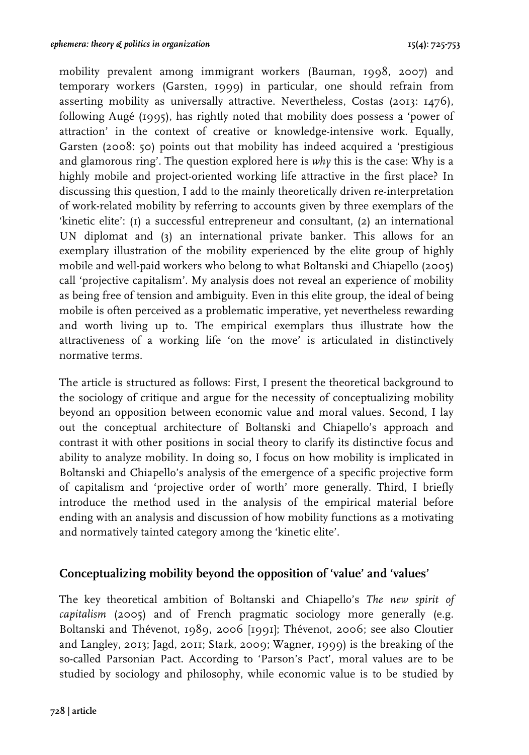mobility prevalent among immigrant workers (Bauman, 1998, 2007) and temporary workers (Garsten, 1999) in particular, one should refrain from asserting mobility as universally attractive. Nevertheless, Costas (2013: 1476), following Augé (1995), has rightly noted that mobility does possess a 'power of attraction' in the context of creative or knowledge-intensive work. Equally, Garsten (2008: 50) points out that mobility has indeed acquired a 'prestigious and glamorous ring'. The question explored here is *why* this is the case: Why is a highly mobile and project-oriented working life attractive in the first place? In discussing this question, I add to the mainly theoretically driven re-interpretation of work-related mobility by referring to accounts given by three exemplars of the 'kinetic elite': (1) a successful entrepreneur and consultant, (2) an international UN diplomat and (3) an international private banker. This allows for an exemplary illustration of the mobility experienced by the elite group of highly mobile and well-paid workers who belong to what Boltanski and Chiapello (2005) call 'projective capitalism'. My analysis does not reveal an experience of mobility as being free of tension and ambiguity. Even in this elite group, the ideal of being mobile is often perceived as a problematic imperative, yet nevertheless rewarding and worth living up to. The empirical exemplars thus illustrate how the attractiveness of a working life 'on the move' is articulated in distinctively normative terms.

The article is structured as follows: First, I present the theoretical background to the sociology of critique and argue for the necessity of conceptualizing mobility beyond an opposition between economic value and moral values. Second, I lay out the conceptual architecture of Boltanski and Chiapello's approach and contrast it with other positions in social theory to clarify its distinctive focus and ability to analyze mobility. In doing so, I focus on how mobility is implicated in Boltanski and Chiapello's analysis of the emergence of a specific projective form of capitalism and 'projective order of worth' more generally. Third, I briefly introduce the method used in the analysis of the empirical material before ending with an analysis and discussion of how mobility functions as a motivating and normatively tainted category among the 'kinetic elite'.

## Conceptualizing mobility beyond the opposition of 'value' and 'values'

The key theoretical ambition of Boltanski and Chiapello's *The new spirit of capitalism* (2005) and of French pragmatic sociology more generally (e.g. Boltanski and Thévenot, 1989, 2006 [1991]; Thévenot, 2006; see also Cloutier and Langley, 2013; Jagd, 2011; Stark, 2009; Wagner, 1999) is the breaking of the so-called Parsonian Pact. According to 'Parson's Pact', moral values are to be studied by sociology and philosophy, while economic value is to be studied by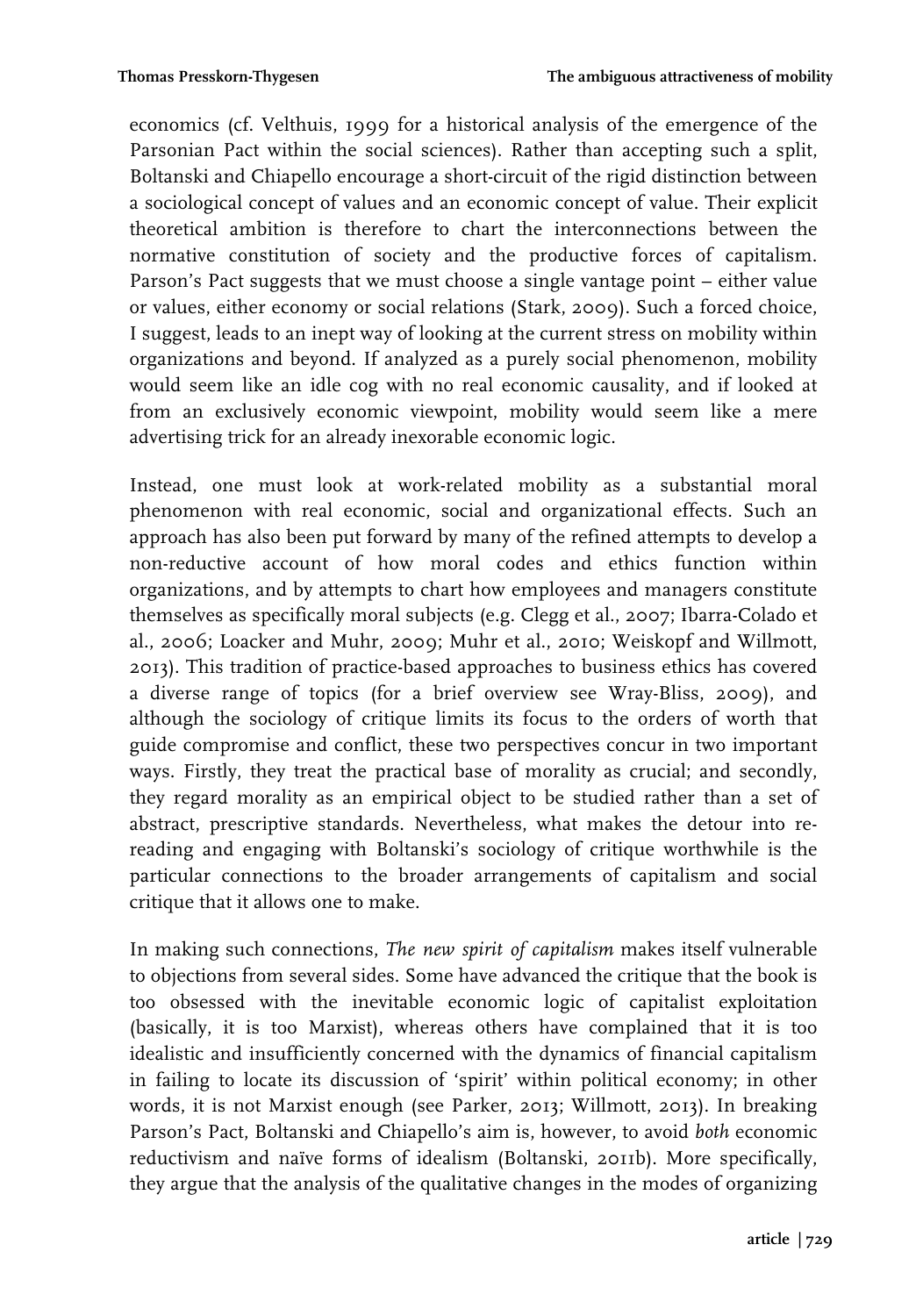economics (cf. Velthuis, 1999 for a historical analysis of the emergence of the Parsonian Pact within the social sciences). Rather than accepting such a split, Boltanski and Chiapello encourage a short-circuit of the rigid distinction between a sociological concept of values and an economic concept of value. Their explicit theoretical ambition is therefore to chart the interconnections between the normative constitution of society and the productive forces of capitalism. Parson's Pact suggests that we must choose a single vantage point – either value or values, either economy or social relations (Stark, 2009). Such a forced choice, I suggest, leads to an inept way of looking at the current stress on mobility within organizations and beyond. If analyzed as a purely social phenomenon, mobility would seem like an idle cog with no real economic causality, and if looked at from an exclusively economic viewpoint, mobility would seem like a mere advertising trick for an already inexorable economic logic.

Instead, one must look at work-related mobility as a substantial moral phenomenon with real economic, social and organizational effects. Such an approach has also been put forward by many of the refined attempts to develop a non-reductive account of how moral codes and ethics function within organizations, and by attempts to chart how employees and managers constitute themselves as specifically moral subjects (e.g. Clegg et al., 2007; Ibarra-Colado et al., 2006; Loacker and Muhr, 2009; Muhr et al., 2010; Weiskopf and Willmott, 2013). This tradition of practice-based approaches to business ethics has covered a diverse range of topics (for a brief overview see Wray-Bliss, 2009), and although the sociology of critique limits its focus to the orders of worth that guide compromise and conflict, these two perspectives concur in two important ways. Firstly, they treat the practical base of morality as crucial; and secondly, they regard morality as an empirical object to be studied rather than a set of abstract, prescriptive standards. Nevertheless, what makes the detour into re-reading and engaging with Boltanski's sociology of critique worthwhile is the particular connections to the broader arrangements of capitalism and social critique that it allows one to make.

In making such connections, *The new spirit of capitalism* makes itself vulnerable to objections from several sides. Some have advanced the critique that the book is too obsessed with the inevitable economic logic of capitalist exploitation (basically, it is too Marxist), whereas others have complained that it is too idealistic and insufficiently concerned with the dynamics of financial capitalism in failing to locate its discussion of 'spirit' within political economy; in other words, it is not Marxist enough (see Parker, 2013; Willmott, 2013). In breaking Parson's Pact, Boltanski and Chiapello's aim is, however, to avoid *both* economic reductivism and naïve forms of idealism (Boltanski, 2011b). More specifically, they argue that the analysis of the qualitative changes in the modes of organizing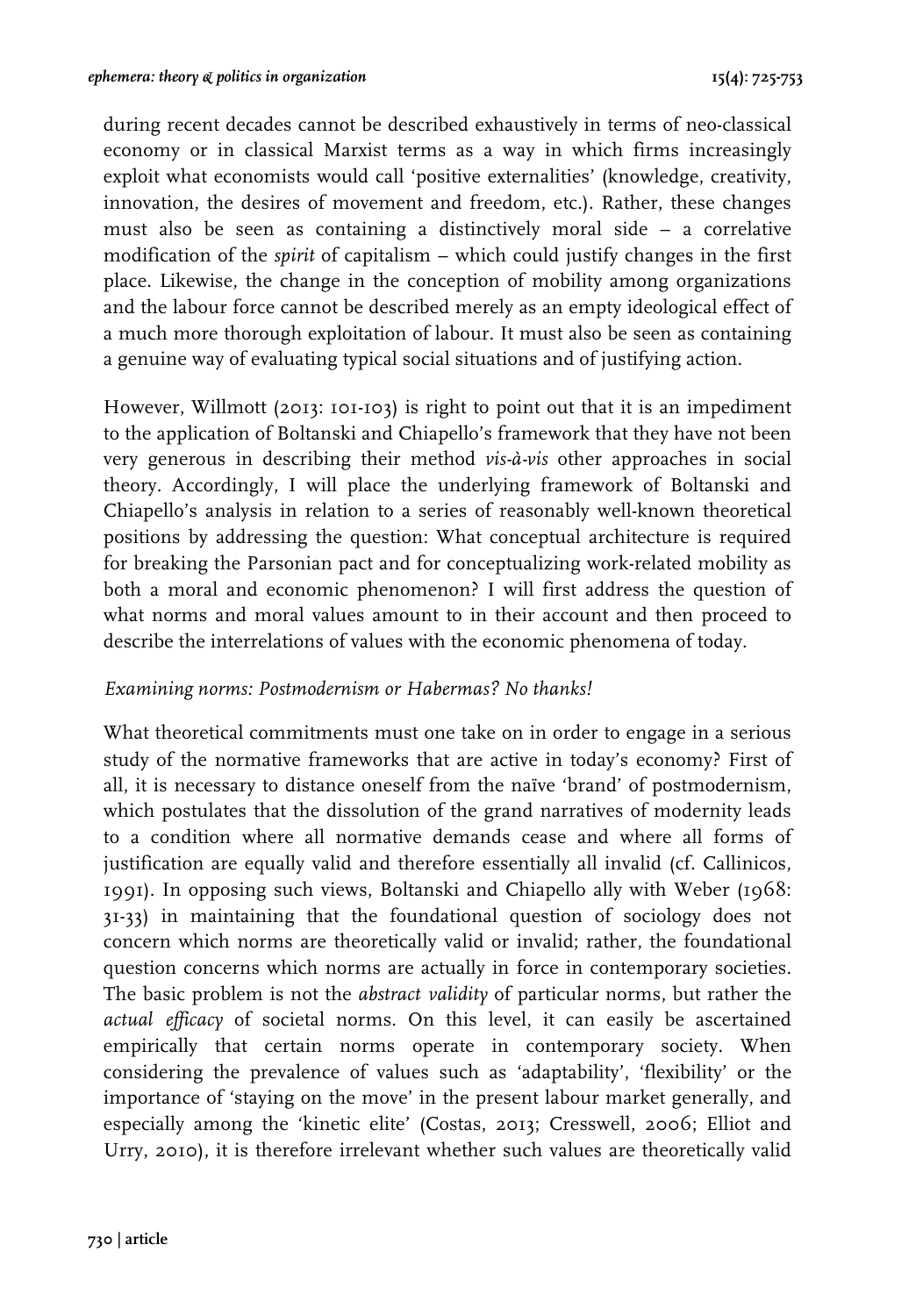during recent decades cannot be described exhaustively in terms of neo-classical economy or in classical Marxist terms as a way in which firms increasingly exploit what economists would call 'positive externalities' (knowledge, creativity, innovation, the desires of movement and freedom, etc.). Rather, these changes must also be seen as containing a distinctively moral side – a correlative modification of the *spirit* of capitalism – which could justify changes in the first place. Likewise, the change in the conception of mobility among organizations and the labour force cannot be described merely as an empty ideological effect of a much more thorough exploitation of labour. It must also be seen as containing a genuine way of evaluating typical social situations and of justifying action.

However, Willmott (2013: 101-103) is right to point out that it is an impediment to the application of Boltanski and Chiapello's framework that they have not been very generous in describing their method *vis-à-vis* other approaches in social theory. Accordingly, I will place the underlying framework of Boltanski and Chiapello's analysis in relation to a series of reasonably well-known theoretical positions by addressing the question: What conceptual architecture is required for breaking the Parsonian pact and for conceptualizing work-related mobility as both a moral and economic phenomenon? I will first address the question of what norms and moral values amount to in their account and then proceed to describe the interrelations of values with the economic phenomena of today.

### *Examining norms: Postmodernism or Habermas? No thanks!*

What theoretical commitments must one take on in order to engage in a serious study of the normative frameworks that are active in today's economy? First of all, it is necessary to distance oneself from the naïve 'brand' of postmodernism, which postulates that the dissolution of the grand narratives of modernity leads to a condition where all normative demands cease and where all forms of justification are equally valid and therefore essentially all invalid (cf. Callinicos, 1991). In opposing such views, Boltanski and Chiapello ally with Weber (1968: 31-33) in maintaining that the foundational question of sociology does not concern which norms are theoretically valid or invalid; rather, the foundational question concerns which norms are actually in force in contemporary societies. The basic problem is not the *abstract validity* of particular norms, but rather the *actual efficacy* of societal norms. On this level, it can easily be ascertained empirically that certain norms operate in contemporary society. When considering the prevalence of values such as 'adaptability', 'flexibility' or the importance of 'staying on the move' in the present labour market generally, and especially among the 'kinetic elite' (Costas, 2013; Cresswell, 2006; Elliot and Urry, 2010), it is therefore irrelevant whether such values are theoretically valid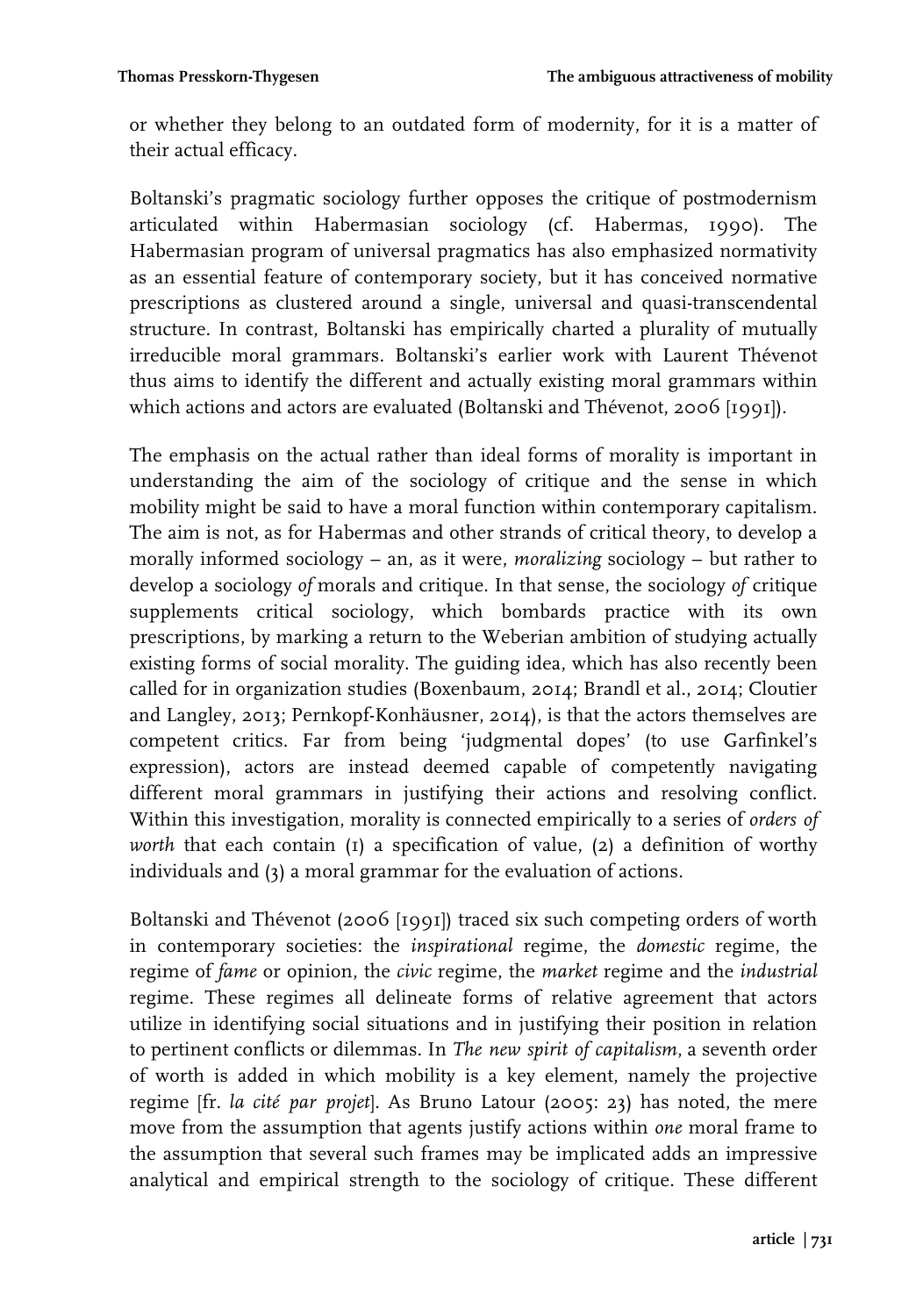or whether they belong to an outdated form of modernity, for it is a matter of their actual efficacy.

Boltanski's pragmatic sociology further opposes the critique of postmodernism articulated within Habermasian sociology (cf. Habermas, 1990). The Habermasian program of universal pragmatics has also emphasized normativity as an essential feature of contemporary society, but it has conceived normative prescriptions as clustered around a single, universal and quasi-transcendental structure. In contrast, Boltanski has empirically charted a plurality of mutually irreducible moral grammars. Boltanski's earlier work with Laurent Thévenot thus aims to identify the different and actually existing moral grammars within which actions and actors are evaluated (Boltanski and Thévenot, 2006 [1991]).

The emphasis on the actual rather than ideal forms of morality is important in understanding the aim of the sociology of critique and the sense in which mobility might be said to have a moral function within contemporary capitalism. The aim is not, as for Habermas and other strands of critical theory, to develop a morally informed sociology – an, as it were, *moralizing* sociology – but rather to develop a sociology *of* morals and critique. In that sense, the sociology *of* critique supplements critical sociology, which bombards practice with its own prescriptions, by marking a return to the Weberian ambition of studying actually existing forms of social morality. The guiding idea, which has also recently been called for in organization studies (Boxenbaum, 2014; Brandl et al., 2014; Cloutier and Langley, 2013; Pernkopf-Konhäusner, 2014), is that the actors themselves are competent critics. Far from being 'judgmental dopes' (to use Garfinkel's expression), actors are instead deemed capable of competently navigating different moral grammars in justifying their actions and resolving conflict. Within this investigation, morality is connected empirically to a series of *orders of worth* that each contain (1) a specification of value, (2) a definition of worthy individuals and (3) a moral grammar for the evaluation of actions.

Boltanski and Thévenot (2006 [1991]) traced six such competing orders of worth in contemporary societies: the *inspirational* regime, the *domestic* regime, the regime of *fame* or opinion, the *civic* regime, the *market* regime and the *industrial* regime. These regimes all delineate forms of relative agreement that actors utilize in identifying social situations and in justifying their position in relation to pertinent conflicts or dilemmas. In *The new spirit of capitalism*, a seventh order of worth is added in which mobility is a key element, namely the projective regime [fr. *la cité par projet*]. As Bruno Latour (2005: 23) has noted, the mere move from the assumption that agents justify actions within *one* moral frame to the assumption that several such frames may be implicated adds an impressive analytical and empirical strength to the sociology of critique. These different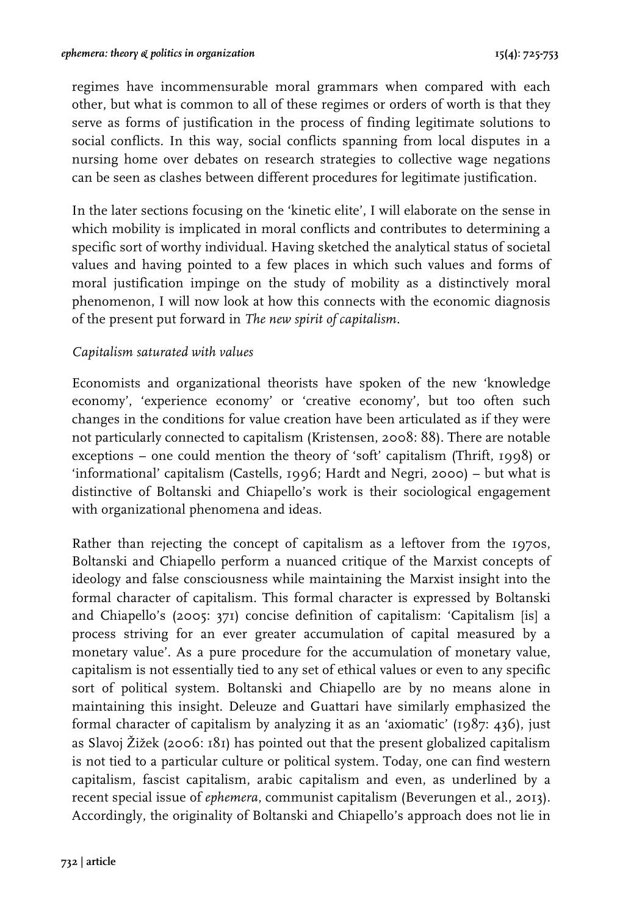regimes have incommensurable moral grammars when compared with each other, but what is common to all of these regimes or orders of worth is that they serve as forms of justification in the process of finding legitimate solutions to social conflicts. In this way, social conflicts spanning from local disputes in a nursing home over debates on research strategies to collective wage negations can be seen as clashes between different procedures for legitimate justification.

In the later sections focusing on the 'kinetic elite', I will elaborate on the sense in which mobility is implicated in moral conflicts and contributes to determining a specific sort of worthy individual. Having sketched the analytical status of societal values and having pointed to a few places in which such values and forms of moral justification impinge on the study of mobility as a distinctively moral phenomenon, I will now look at how this connects with the economic diagnosis of the present put forward in *The new spirit of capitalism*.

### *Capitalism saturated with values*

Economists and organizational theorists have spoken of the new 'knowledge economy', 'experience economy' or 'creative economy', but too often such changes in the conditions for value creation have been articulated as if they were not particularly connected to capitalism (Kristensen, 2008: 88). There are notable exceptions – one could mention the theory of 'soft' capitalism (Thrift, 1998) or 'informational' capitalism (Castells, 1996; Hardt and Negri, 2000) – but what is distinctive of Boltanski and Chiapello's work is their sociological engagement with organizational phenomena and ideas.

Rather than rejecting the concept of capitalism as a leftover from the 1970s, Boltanski and Chiapello perform a nuanced critique of the Marxist concepts of ideology and false consciousness while maintaining the Marxist insight into the formal character of capitalism. This formal character is expressed by Boltanski and Chiapello's (2005: 371) concise definition of capitalism: 'Capitalism [is] a process striving for an ever greater accumulation of capital measured by a monetary value'. As a pure procedure for the accumulation of monetary value, capitalism is not essentially tied to any set of ethical values or even to any specific sort of political system. Boltanski and Chiapello are by no means alone in maintaining this insight. Deleuze and Guattari have similarly emphasized the formal character of capitalism by analyzing it as an 'axiomatic' (1987: 436), just as Slavoj Žižek (2006: 181) has pointed out that the present globalized capitalism is not tied to a particular culture or political system. Today, one can find western capitalism, fascist capitalism, arabic capitalism and even, as underlined by a recent special issue of *ephemera*, communist capitalism (Beverungen et al., 2013). Accordingly, the originality of Boltanski and Chiapello's approach does not lie in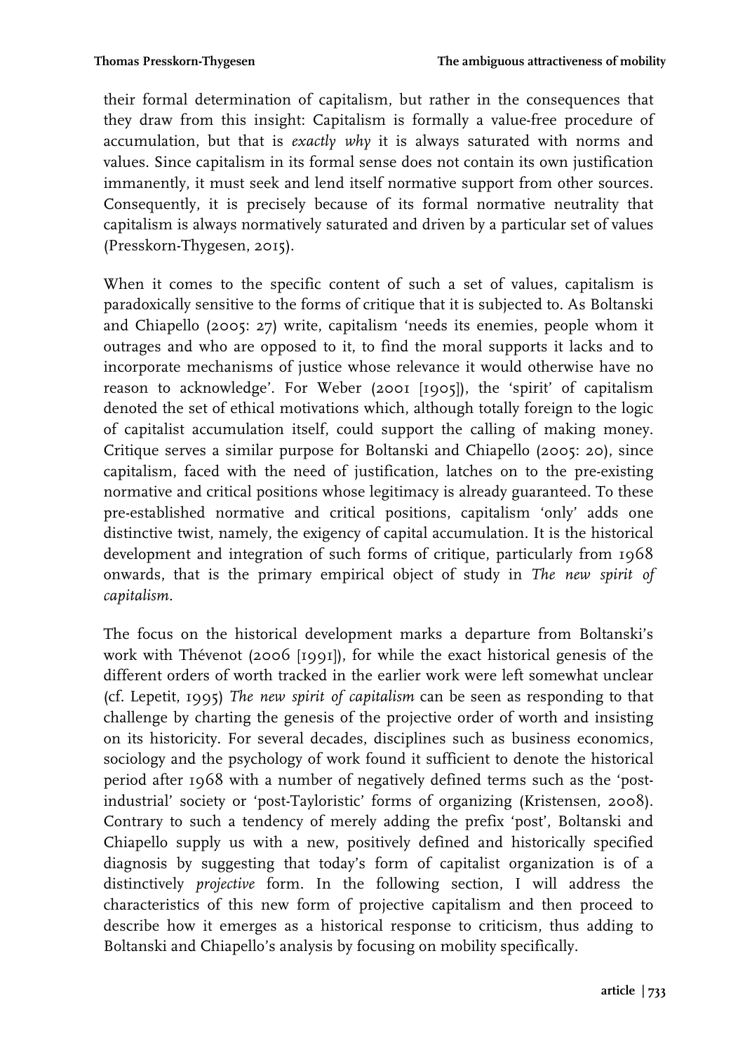their formal determination of capitalism, but rather in the consequences that they draw from this insight: Capitalism is formally a value-free procedure of accumulation, but that is *exactly why* it is always saturated with norms and values. Since capitalism in its formal sense does not contain its own justification immanently, it must seek and lend itself normative support from other sources. Consequently, it is precisely because of its formal normative neutrality that capitalism is always normatively saturated and driven by a particular set of values (Presskorn-Thygesen, 2015).

When it comes to the specific content of such a set of values, capitalism is paradoxically sensitive to the forms of critique that it is subjected to. As Boltanski and Chiapello (2005: 27) write, capitalism 'needs its enemies, people whom it outrages and who are opposed to it, to find the moral supports it lacks and to incorporate mechanisms of justice whose relevance it would otherwise have no reason to acknowledge'. For Weber (2001 [1905]), the 'spirit' of capitalism denoted the set of ethical motivations which, although totally foreign to the logic of capitalist accumulation itself, could support the calling of making money. Critique serves a similar purpose for Boltanski and Chiapello (2005: 20), since capitalism, faced with the need of justification, latches on to the pre-existing normative and critical positions whose legitimacy is already guaranteed. To these pre-established normative and critical positions, capitalism 'only' adds one distinctive twist, namely, the exigency of capital accumulation. It is the historical development and integration of such forms of critique, particularly from 1968 onwards, that is the primary empirical object of study in *The new spirit of capitalism*.

The focus on the historical development marks a departure from Boltanski's work with Thévenot (2006 [1991]), for while the exact historical genesis of the different orders of worth tracked in the earlier work were left somewhat unclear (cf. Lepetit, 1995) *The new spirit of capitalism* can be seen as responding to that challenge by charting the genesis of the projective order of worth and insisting on its historicity. For several decades, disciplines such as business economics, sociology and the psychology of work found it sufficient to denote the historical period after 1968 with a number of negatively defined terms such as the 'post-industrial' society or 'post-Tayloristic' forms of organizing (Kristensen, 2008). Contrary to such a tendency of merely adding the prefix 'post', Boltanski and Chiapello supply us with a new, positively defined and historically specified diagnosis by suggesting that today's form of capitalist organization is of a distinctively *projective* form. In the following section, I will address the characteristics of this new form of projective capitalism and then proceed to describe how it emerges as a historical response to criticism, thus adding to Boltanski and Chiapello's analysis by focusing on mobility specifically.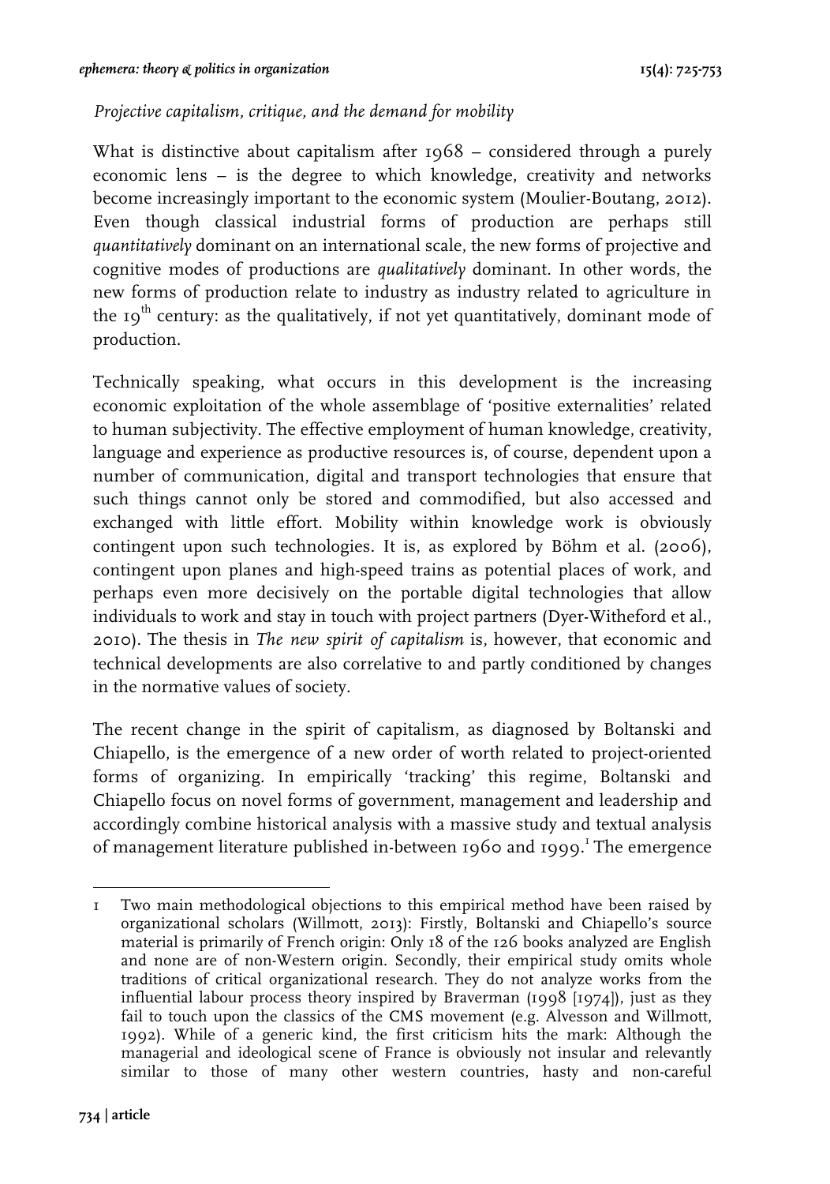*Projective capitalism, critique, and the demand for mobility*

What is distinctive about capitalism after 1968 – considered through a purely economic lens – is the degree to which knowledge, creativity and networks become increasingly important to the economic system (Moulier-Boutang, 2012). Even though classical industrial forms of production are perhaps still *quantitatively* dominant on an international scale, the new forms of projective and cognitive modes of productions are *qualitatively* dominant. In other words, the new forms of production relate to industry as industry related to agriculture in the 19th century: as the qualitatively, if not yet quantitatively, dominant mode of production.

Technically speaking, what occurs in this development is the increasing economic exploitation of the whole assemblage of 'positive externalities' related to human subjectivity. The effective employment of human knowledge, creativity, language and experience as productive resources is, of course, dependent upon a number of communication, digital and transport technologies that ensure that such things cannot only be stored and commodified, but also accessed and exchanged with little effort. Mobility within knowledge work is obviously contingent upon such technologies. It is, as explored by Böhm et al. (2006), contingent upon planes and high-speed trains as potential places of work, and perhaps even more decisively on the portable digital technologies that allow individuals to work and stay in touch with project partners (Dyer-Witheford et al., 2010). The thesis in *The new spirit of capitalism* is, however, that economic and technical developments are also correlative to and partly conditioned by changes in the normative values of society.

The recent change in the spirit of capitalism, as diagnosed by Boltanski and Chiapello, is the emergence of a new order of worth related to project-oriented forms of organizing. In empirically 'tracking' this regime, Boltanski and Chiapello focus on novel forms of government, management and leadership and accordingly combine historical analysis with a massive study and textual analysis of management literature published in-between 1960 and 1999.[1] The emergence

---

1 Two main methodological objections to this empirical method have been raised by organizational scholars (Willmott, 2013): Firstly, Boltanski and Chiapello's source material is primarily of French origin: Only 18 of the 126 books analyzed are English and none are of non-Western origin. Secondly, their empirical study omits whole traditions of critical organizational research. They do not analyze works from the influential labour process theory inspired by Braverman (1998 [1974]), just as they fail to touch upon the classics of the CMS movement (e.g. Alvesson and Willmott, 1992). While of a generic kind, the first criticism hits the mark: Although the managerial and ideological scene of France is obviously not insular and relevantly similar to those of many other western countries, hasty and non-careful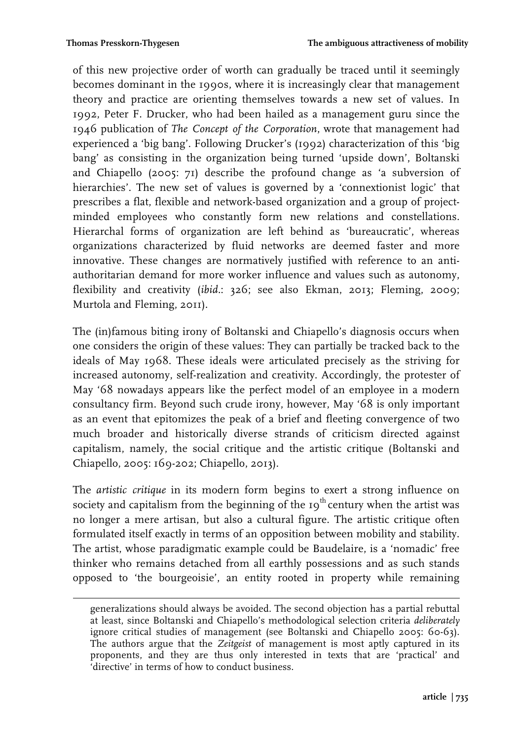of this new projective order of worth can gradually be traced until it seemingly becomes dominant in the 1990s, where it is increasingly clear that management theory and practice are orienting themselves towards a new set of values. In 1992, Peter F. Drucker, who had been hailed as a management guru since the 1946 publication of *The Concept of the Corporation*, wrote that management had experienced a 'big bang'. Following Drucker's (1992) characterization of this 'big bang' as consisting in the organization being turned 'upside down', Boltanski and Chiapello (2005: 71) describe the profound change as 'a subversion of hierarchies'. The new set of values is governed by a 'connextionist logic' that prescribes a flat, flexible and network-based organization and a group of project-minded employees who constantly form new relations and constellations. Hierarchal forms of organization are left behind as 'bureaucratic', whereas organizations characterized by fluid networks are deemed faster and more innovative. These changes are normatively justified with reference to an anti-authoritarian demand for more worker influence and values such as autonomy, flexibility and creativity (*ibid*.: 326; see also Ekman, 2013; Fleming, 2009; Murtola and Fleming, 2011).

The (in)famous biting irony of Boltanski and Chiapello's diagnosis occurs when one considers the origin of these values: They can partially be tracked back to the ideals of May 1968. These ideals were articulated precisely as the striving for increased autonomy, self-realization and creativity. Accordingly, the protester of May '68 nowadays appears like the perfect model of an employee in a modern consultancy firm. Beyond such crude irony, however, May '68 is only important as an event that epitomizes the peak of a brief and fleeting convergence of two much broader and historically diverse strands of criticism directed against capitalism, namely, the social critique and the artistic critique (Boltanski and Chiapello, 2005: 169-202; Chiapello, 2013).

The *artistic critique* in its modern form begins to exert a strong influence on society and capitalism from the beginning of the 19th century when the artist was no longer a mere artisan, but also a cultural figure. The artistic critique often formulated itself exactly in terms of an opposition between mobility and stability. The artist, whose paradigmatic example could be Baudelaire, is a 'nomadic' free thinker who remains detached from all earthly possessions and as such stands opposed to 'the bourgeoisie', an entity rooted in property while remaining

generalizations should always be avoided. The second objection has a partial rebuttal at least, since Boltanski and Chiapello's methodological selection criteria *deliberately* ignore critical studies of management (see Boltanski and Chiapello 2005: 60-63). The authors argue that the *Zeitgeist* of management is most aptly captured in its proponents, and they are thus only interested in texts that are 'practical' and 'directive' in terms of how to conduct business.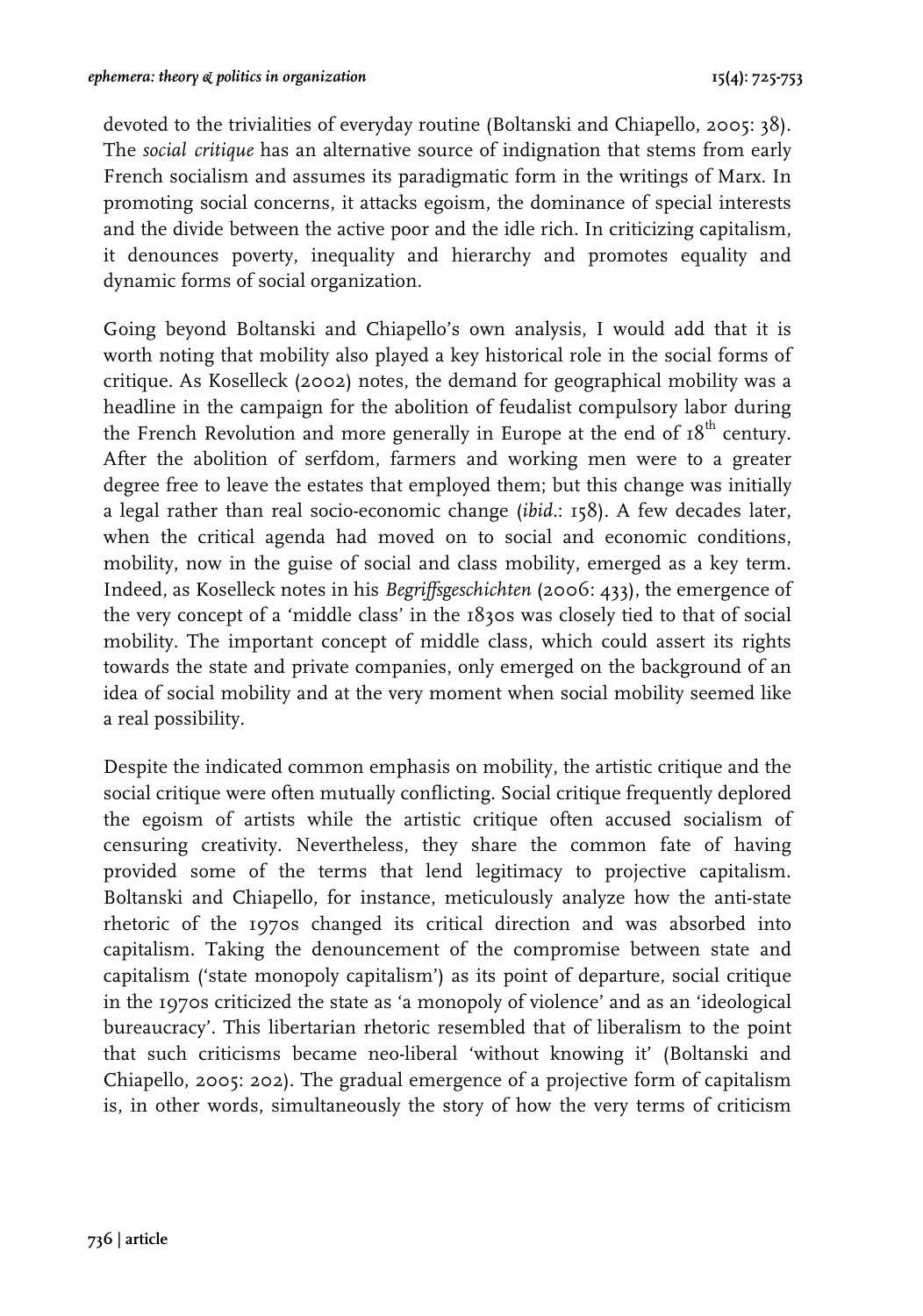devoted to the trivialities of everyday routine (Boltanski and Chiapello, 2005: 38). The *social critique* has an alternative source of indignation that stems from early French socialism and assumes its paradigmatic form in the writings of Marx. In promoting social concerns, it attacks egoism, the dominance of special interests and the divide between the active poor and the idle rich. In criticizing capitalism, it denounces poverty, inequality and hierarchy and promotes equality and dynamic forms of social organization.

Going beyond Boltanski and Chiapello's own analysis, I would add that it is worth noting that mobility also played a key historical role in the social forms of critique. As Koselleck (2002) notes, the demand for geographical mobility was a headline in the campaign for the abolition of feudalist compulsory labor during the French Revolution and more generally in Europe at the end of 18th century. After the abolition of serfdom, farmers and working men were to a greater degree free to leave the estates that employed them; but this change was initially a legal rather than real socio-economic change (*ibid*.: 158). A few decades later, when the critical agenda had moved on to social and economic conditions, mobility, now in the guise of social and class mobility, emerged as a key term. Indeed, as Koselleck notes in his *Begriffsgeschichten* (2006: 433), the emergence of the very concept of a 'middle class' in the 1830s was closely tied to that of social mobility. The important concept of middle class, which could assert its rights towards the state and private companies, only emerged on the background of an idea of social mobility and at the very moment when social mobility seemed like a real possibility.

Despite the indicated common emphasis on mobility, the artistic critique and the social critique were often mutually conflicting. Social critique frequently deplored the egoism of artists while the artistic critique often accused socialism of censuring creativity. Nevertheless, they share the common fate of having provided some of the terms that lend legitimacy to projective capitalism. Boltanski and Chiapello, for instance, meticulously analyze how the anti-state rhetoric of the 1970s changed its critical direction and was absorbed into capitalism. Taking the denouncement of the compromise between state and capitalism ('state monopoly capitalism') as its point of departure, social critique in the 1970s criticized the state as 'a monopoly of violence' and as an 'ideological bureaucracy'. This libertarian rhetoric resembled that of liberalism to the point that such criticisms became neo-liberal 'without knowing it' (Boltanski and Chiapello, 2005: 202). The gradual emergence of a projective form of capitalism is, in other words, simultaneously the story of how the very terms of criticism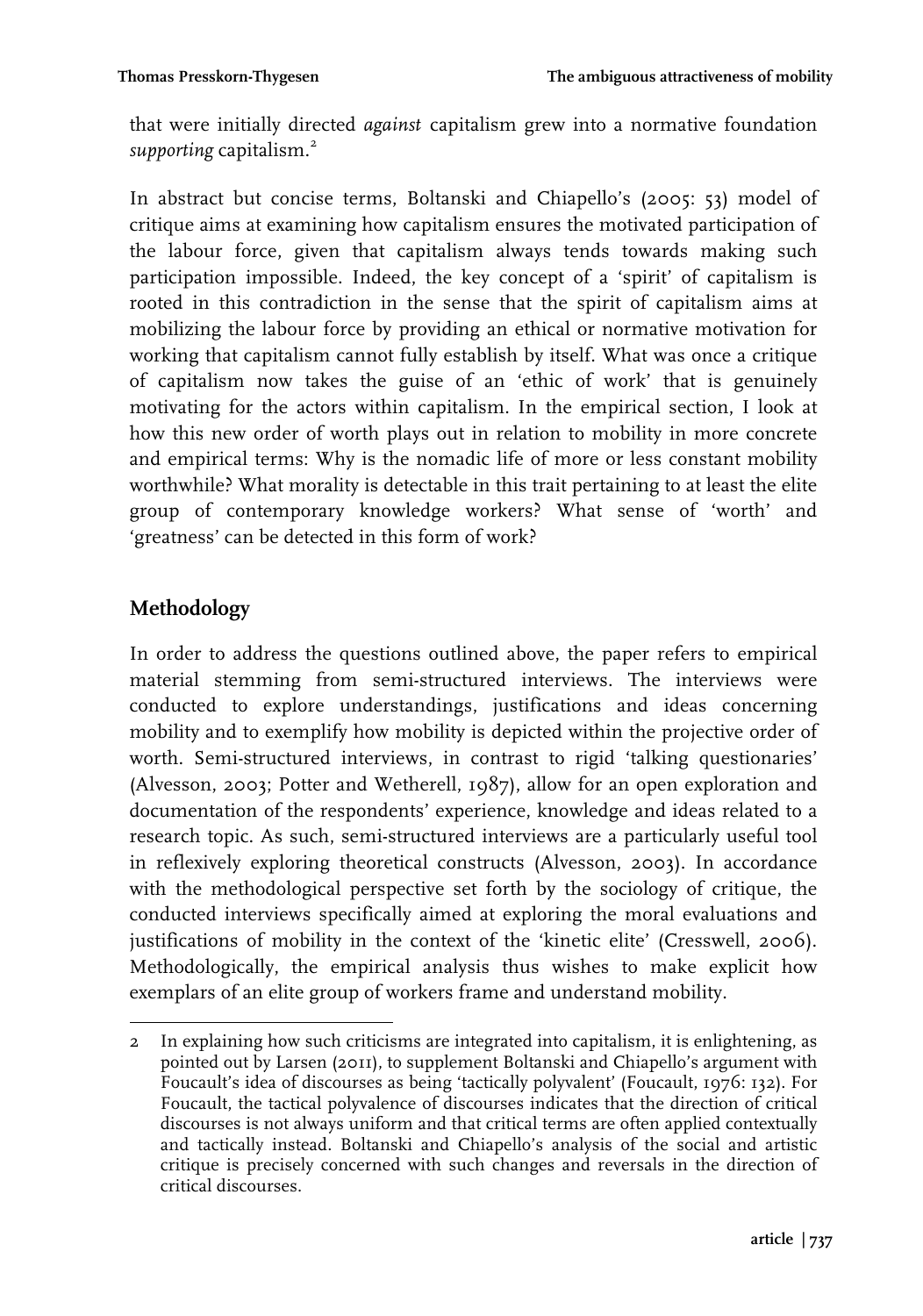that were initially directed *against* capitalism grew into a normative foundation *supporting* capitalism.[2]

In abstract but concise terms, Boltanski and Chiapello's (2005: 53) model of critique aims at examining how capitalism ensures the motivated participation of the labour force, given that capitalism always tends towards making such participation impossible. Indeed, the key concept of a 'spirit' of capitalism is rooted in this contradiction in the sense that the spirit of capitalism aims at mobilizing the labour force by providing an ethical or normative motivation for working that capitalism cannot fully establish by itself. What was once a critique of capitalism now takes the guise of an 'ethic of work' that is genuinely motivating for the actors within capitalism. In the empirical section, I look at how this new order of worth plays out in relation to mobility in more concrete and empirical terms: Why is the nomadic life of more or less constant mobility worthwhile? What morality is detectable in this trait pertaining to at least the elite group of contemporary knowledge workers? What sense of 'worth' and 'greatness' can be detected in this form of work?

## Methodology

In order to address the questions outlined above, the paper refers to empirical material stemming from semi-structured interviews. The interviews were conducted to explore understandings, justifications and ideas concerning mobility and to exemplify how mobility is depicted within the projective order of worth. Semi-structured interviews, in contrast to rigid 'talking questionaries' (Alvesson, 2003; Potter and Wetherell, 1987), allow for an open exploration and documentation of the respondents' experience, knowledge and ideas related to a research topic. As such, semi-structured interviews are a particularly useful tool in reflexively exploring theoretical constructs (Alvesson, 2003). In accordance with the methodological perspective set forth by the sociology of critique, the conducted interviews specifically aimed at exploring the moral evaluations and justifications of mobility in the context of the 'kinetic elite' (Cresswell, 2006). Methodologically, the empirical analysis thus wishes to make explicit how exemplars of an elite group of workers frame and understand mobility.

---

2 In explaining how such criticisms are integrated into capitalism, it is enlightening, as pointed out by Larsen (2011), to supplement Boltanski and Chiapello's argument with Foucault's idea of discourses as being 'tactically polyvalent' (Foucault, 1976: 132). For Foucault, the tactical polyvalence of discourses indicates that the direction of critical discourses is not always uniform and that critical terms are often applied contextually and tactically instead. Boltanski and Chiapello's analysis of the social and artistic critique is precisely concerned with such changes and reversals in the direction of critical discourses.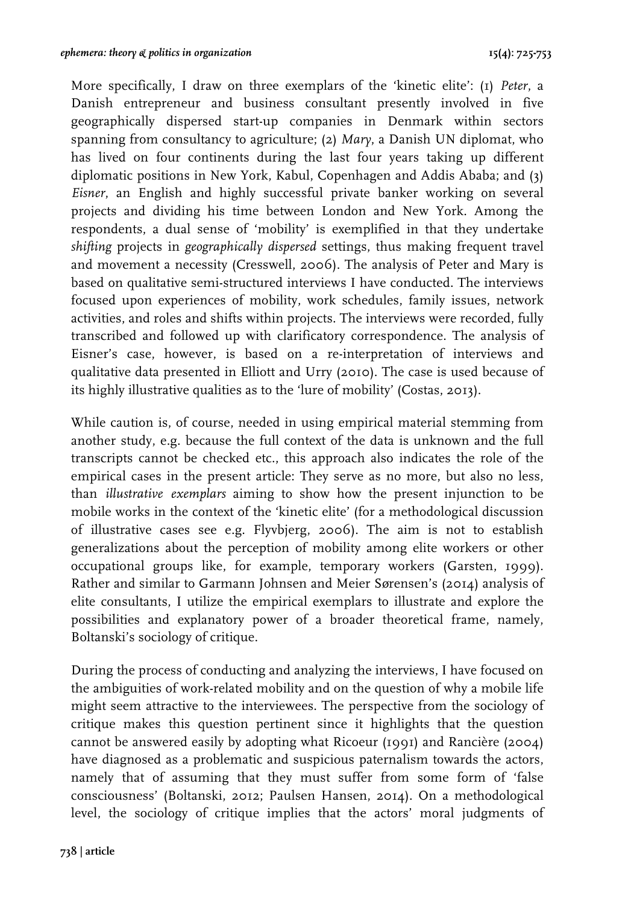More specifically, I draw on three exemplars of the 'kinetic elite': (1) *Peter*, a Danish entrepreneur and business consultant presently involved in five geographically dispersed start-up companies in Denmark within sectors spanning from consultancy to agriculture; (2) *Mary*, a Danish UN diplomat, who has lived on four continents during the last four years taking up different diplomatic positions in New York, Kabul, Copenhagen and Addis Ababa; and (3) *Eisner*, an English and highly successful private banker working on several projects and dividing his time between London and New York. Among the respondents, a dual sense of 'mobility' is exemplified in that they undertake *shifting* projects in *geographically dispersed* settings, thus making frequent travel and movement a necessity (Cresswell, 2006). The analysis of Peter and Mary is based on qualitative semi-structured interviews I have conducted. The interviews focused upon experiences of mobility, work schedules, family issues, network activities, and roles and shifts within projects. The interviews were recorded, fully transcribed and followed up with clarificatory correspondence. The analysis of Eisner's case, however, is based on a re-interpretation of interviews and qualitative data presented in Elliott and Urry (2010). The case is used because of its highly illustrative qualities as to the 'lure of mobility' (Costas, 2013).

While caution is, of course, needed in using empirical material stemming from another study, e.g. because the full context of the data is unknown and the full transcripts cannot be checked etc., this approach also indicates the role of the empirical cases in the present article: They serve as no more, but also no less, than *illustrative exemplars* aiming to show how the present injunction to be mobile works in the context of the 'kinetic elite' (for a methodological discussion of illustrative cases see e.g. Flyvbjerg, 2006). The aim is not to establish generalizations about the perception of mobility among elite workers or other occupational groups like, for example, temporary workers (Garsten, 1999). Rather and similar to Garmann Johnsen and Meier Sørensen's (2014) analysis of elite consultants, I utilize the empirical exemplars to illustrate and explore the possibilities and explanatory power of a broader theoretical frame, namely, Boltanski's sociology of critique.

During the process of conducting and analyzing the interviews, I have focused on the ambiguities of work-related mobility and on the question of why a mobile life might seem attractive to the interviewees. The perspective from the sociology of critique makes this question pertinent since it highlights that the question cannot be answered easily by adopting what Ricoeur (1991) and Rancière (2004) have diagnosed as a problematic and suspicious paternalism towards the actors, namely that of assuming that they must suffer from some form of 'false consciousness' (Boltanski, 2012; Paulsen Hansen, 2014). On a methodological level, the sociology of critique implies that the actors' moral judgments of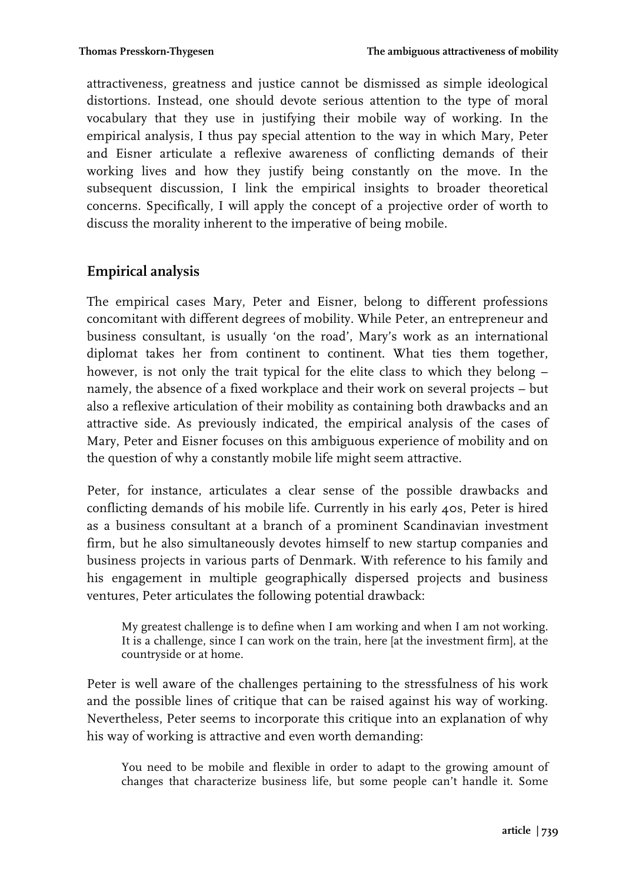attractiveness, greatness and justice cannot be dismissed as simple ideological distortions. Instead, one should devote serious attention to the type of moral vocabulary that they use in justifying their mobile way of working. In the empirical analysis, I thus pay special attention to the way in which Mary, Peter and Eisner articulate a reflexive awareness of conflicting demands of their working lives and how they justify being constantly on the move. In the subsequent discussion, I link the empirical insights to broader theoretical concerns. Specifically, I will apply the concept of a projective order of worth to discuss the morality inherent to the imperative of being mobile.

## Empirical analysis

The empirical cases Mary, Peter and Eisner, belong to different professions concomitant with different degrees of mobility. While Peter, an entrepreneur and business consultant, is usually 'on the road', Mary's work as an international diplomat takes her from continent to continent. What ties them together, however, is not only the trait typical for the elite class to which they belong – namely, the absence of a fixed workplace and their work on several projects – but also a reflexive articulation of their mobility as containing both drawbacks and an attractive side. As previously indicated, the empirical analysis of the cases of Mary, Peter and Eisner focuses on this ambiguous experience of mobility and on the question of why a constantly mobile life might seem attractive.

Peter, for instance, articulates a clear sense of the possible drawbacks and conflicting demands of his mobile life. Currently in his early 40s, Peter is hired as a business consultant at a branch of a prominent Scandinavian investment firm, but he also simultaneously devotes himself to new startup companies and business projects in various parts of Denmark. With reference to his family and his engagement in multiple geographically dispersed projects and business ventures, Peter articulates the following potential drawback:

> My greatest challenge is to define when I am working and when I am not working. It is a challenge, since I can work on the train, here [at the investment firm], at the countryside or at home.

Peter is well aware of the challenges pertaining to the stressfulness of his work and the possible lines of critique that can be raised against his way of working. Nevertheless, Peter seems to incorporate this critique into an explanation of why his way of working is attractive and even worth demanding:

> You need to be mobile and flexible in order to adapt to the growing amount of changes that characterize business life, but some people can't handle it. Some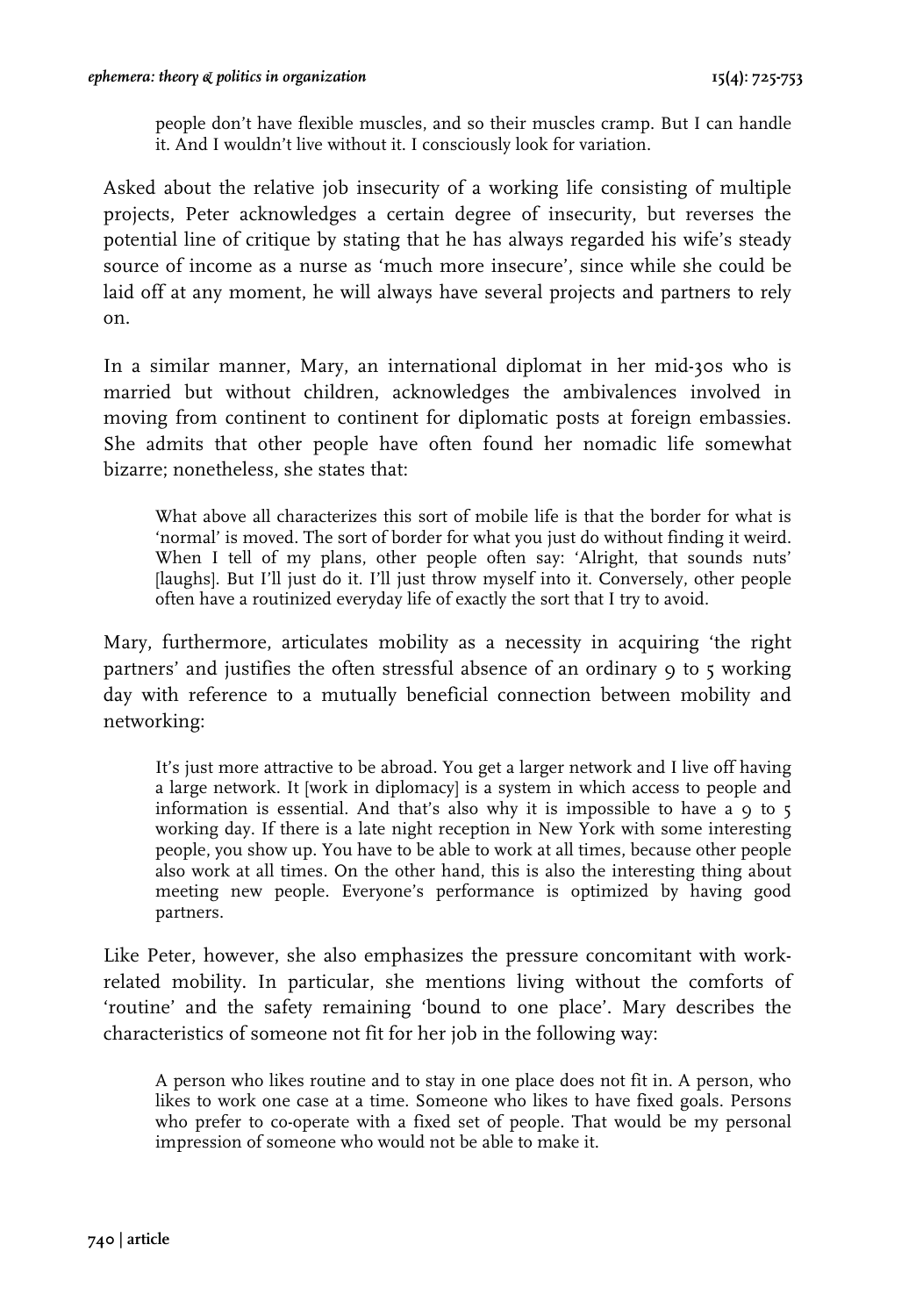people don't have flexible muscles, and so their muscles cramp. But I can handle it. And I wouldn't live without it. I consciously look for variation.

Asked about the relative job insecurity of a working life consisting of multiple projects, Peter acknowledges a certain degree of insecurity, but reverses the potential line of critique by stating that he has always regarded his wife's steady source of income as a nurse as 'much more insecure', since while she could be laid off at any moment, he will always have several projects and partners to rely on.

In a similar manner, Mary, an international diplomat in her mid-30s who is married but without children, acknowledges the ambivalences involved in moving from continent to continent for diplomatic posts at foreign embassies. She admits that other people have often found her nomadic life somewhat bizarre; nonetheless, she states that:

> What above all characterizes this sort of mobile life is that the border for what is 'normal' is moved. The sort of border for what you just do without finding it weird. When I tell of my plans, other people often say: 'Alright, that sounds nuts' [laughs]. But I'll just do it. I'll just throw myself into it. Conversely, other people often have a routinized everyday life of exactly the sort that I try to avoid.

Mary, furthermore, articulates mobility as a necessity in acquiring 'the right partners' and justifies the often stressful absence of an ordinary 9 to 5 working day with reference to a mutually beneficial connection between mobility and networking:

> It's just more attractive to be abroad. You get a larger network and I live off having a large network. It [work in diplomacy] is a system in which access to people and information is essential. And that's also why it is impossible to have a 9 to 5 working day. If there is a late night reception in New York with some interesting people, you show up. You have to be able to work at all times, because other people also work at all times. On the other hand, this is also the interesting thing about meeting new people. Everyone's performance is optimized by having good partners.

Like Peter, however, she also emphasizes the pressure concomitant with work-related mobility. In particular, she mentions living without the comforts of 'routine' and the safety remaining 'bound to one place'. Mary describes the characteristics of someone not fit for her job in the following way:

> A person who likes routine and to stay in one place does not fit in. A person, who likes to work one case at a time. Someone who likes to have fixed goals. Persons who prefer to co-operate with a fixed set of people. That would be my personal impression of someone who would not be able to make it.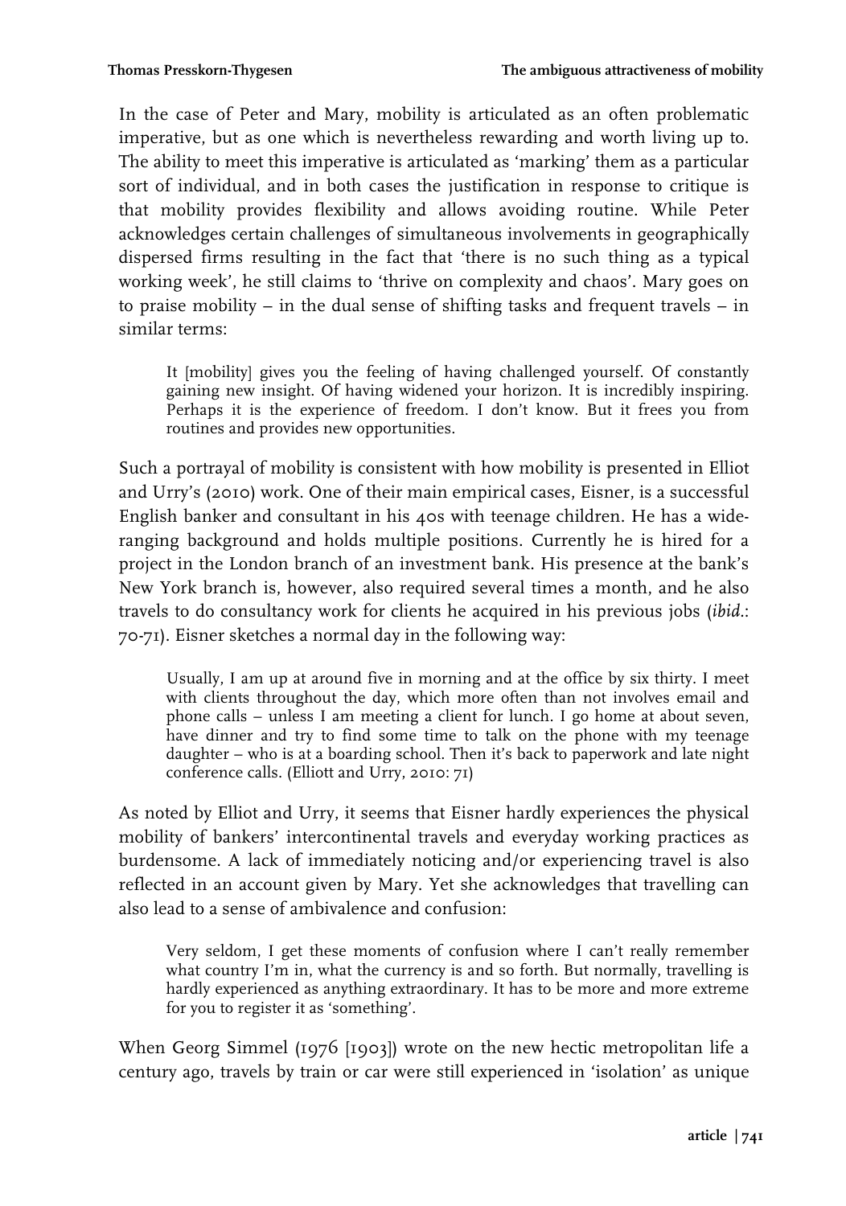In the case of Peter and Mary, mobility is articulated as an often problematic imperative, but as one which is nevertheless rewarding and worth living up to. The ability to meet this imperative is articulated as 'marking' them as a particular sort of individual, and in both cases the justification in response to critique is that mobility provides flexibility and allows avoiding routine. While Peter acknowledges certain challenges of simultaneous involvements in geographically dispersed firms resulting in the fact that 'there is no such thing as a typical working week', he still claims to 'thrive on complexity and chaos'. Mary goes on to praise mobility – in the dual sense of shifting tasks and frequent travels – in similar terms:

> It [mobility] gives you the feeling of having challenged yourself. Of constantly gaining new insight. Of having widened your horizon. It is incredibly inspiring. Perhaps it is the experience of freedom. I don't know. But it frees you from routines and provides new opportunities.

Such a portrayal of mobility is consistent with how mobility is presented in Elliot and Urry's (2010) work. One of their main empirical cases, Eisner, is a successful English banker and consultant in his 40s with teenage children. He has a wide-ranging background and holds multiple positions. Currently he is hired for a project in the London branch of an investment bank. His presence at the bank's New York branch is, however, also required several times a month, and he also travels to do consultancy work for clients he acquired in his previous jobs (*ibid.*: 70-71). Eisner sketches a normal day in the following way:

> Usually, I am up at around five in morning and at the office by six thirty. I meet with clients throughout the day, which more often than not involves email and phone calls – unless I am meeting a client for lunch. I go home at about seven, have dinner and try to find some time to talk on the phone with my teenage daughter – who is at a boarding school. Then it's back to paperwork and late night conference calls. (Elliott and Urry, 2010: 71)

As noted by Elliot and Urry, it seems that Eisner hardly experiences the physical mobility of bankers' intercontinental travels and everyday working practices as burdensome. A lack of immediately noticing and/or experiencing travel is also reflected in an account given by Mary. Yet she acknowledges that travelling can also lead to a sense of ambivalence and confusion:

> Very seldom, I get these moments of confusion where I can't really remember what country I'm in, what the currency is and so forth. But normally, travelling is hardly experienced as anything extraordinary. It has to be more and more extreme for you to register it as 'something'.

When Georg Simmel (1976 [1903]) wrote on the new hectic metropolitan life a century ago, travels by train or car were still experienced in 'isolation' as unique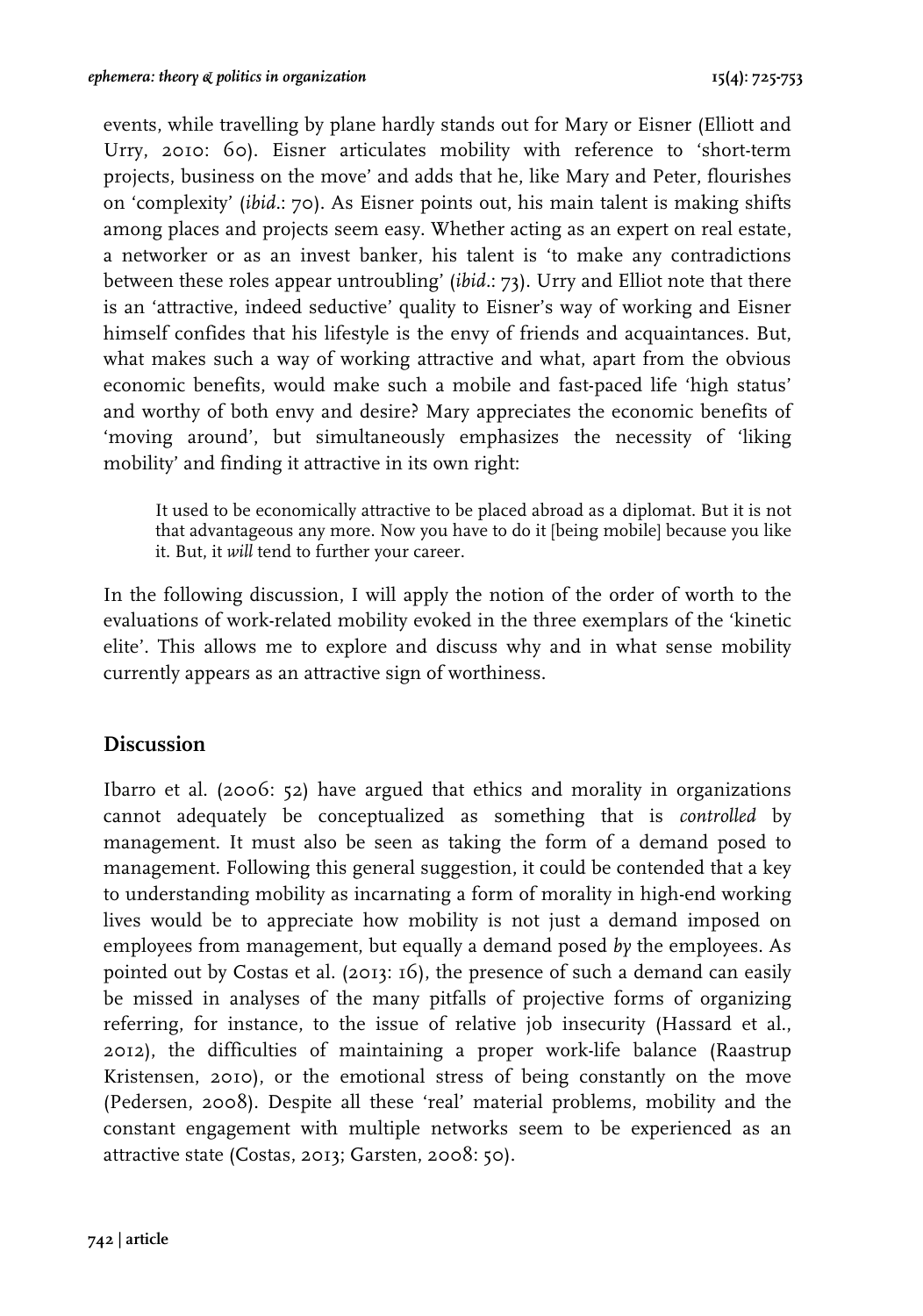events, while travelling by plane hardly stands out for Mary or Eisner (Elliott and Urry, 2010: 60). Eisner articulates mobility with reference to 'short-term projects, business on the move' and adds that he, like Mary and Peter, flourishes on 'complexity' (*ibid*.: 70). As Eisner points out, his main talent is making shifts among places and projects seem easy. Whether acting as an expert on real estate, a networker or as an invest banker, his talent is 'to make any contradictions between these roles appear untroubling' (*ibid*.: 73). Urry and Elliot note that there is an 'attractive, indeed seductive' quality to Eisner's way of working and Eisner himself confides that his lifestyle is the envy of friends and acquaintances. But, what makes such a way of working attractive and what, apart from the obvious economic benefits, would make such a mobile and fast-paced life 'high status' and worthy of both envy and desire? Mary appreciates the economic benefits of 'moving around', but simultaneously emphasizes the necessity of 'liking mobility' and finding it attractive in its own right:

> It used to be economically attractive to be placed abroad as a diplomat. But it is not that advantageous any more. Now you have to do it [being mobile] because you like it. But, it *will* tend to further your career.

In the following discussion, I will apply the notion of the order of worth to the evaluations of work-related mobility evoked in the three exemplars of the 'kinetic elite'. This allows me to explore and discuss why and in what sense mobility currently appears as an attractive sign of worthiness.

## Discussion

Ibarro et al. (2006: 52) have argued that ethics and morality in organizations cannot adequately be conceptualized as something that is *controlled* by management. It must also be seen as taking the form of a demand posed to management. Following this general suggestion, it could be contended that a key to understanding mobility as incarnating a form of morality in high-end working lives would be to appreciate how mobility is not just a demand imposed on employees from management, but equally a demand posed *by* the employees. As pointed out by Costas et al. (2013: 16), the presence of such a demand can easily be missed in analyses of the many pitfalls of projective forms of organizing referring, for instance, to the issue of relative job insecurity (Hassard et al., 2012), the difficulties of maintaining a proper work-life balance (Raastrup Kristensen, 2010), or the emotional stress of being constantly on the move (Pedersen, 2008). Despite all these 'real' material problems, mobility and the constant engagement with multiple networks seem to be experienced as an attractive state (Costas, 2013; Garsten, 2008: 50).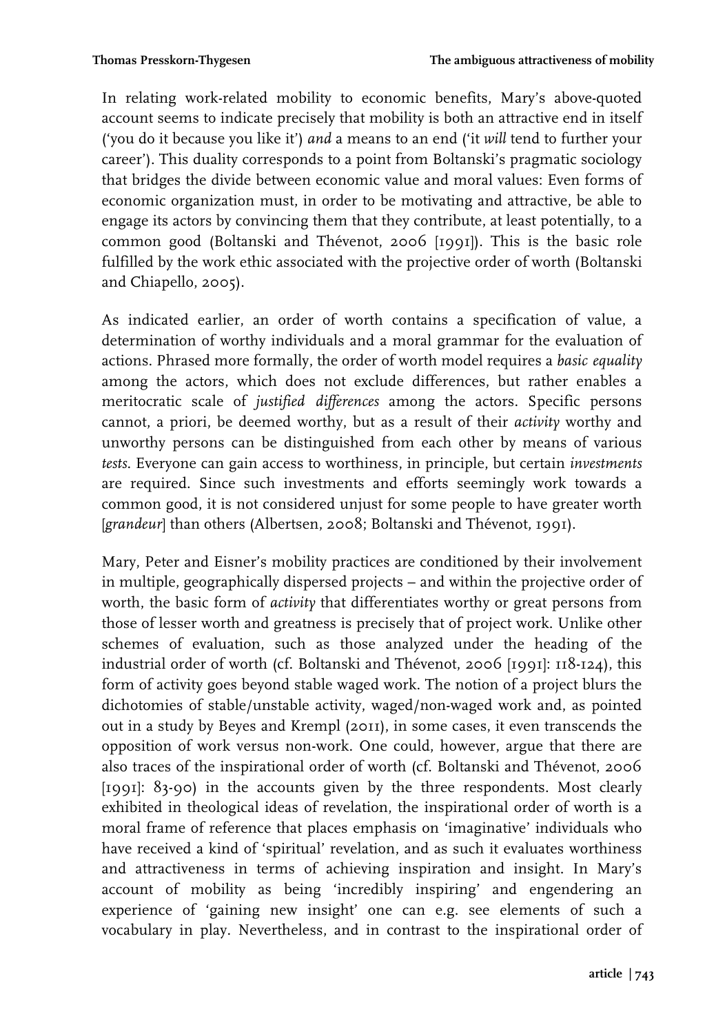In relating work-related mobility to economic benefits, Mary's above-quoted account seems to indicate precisely that mobility is both an attractive end in itself ('you do it because you like it') *and* a means to an end ('it *will* tend to further your career'). This duality corresponds to a point from Boltanski's pragmatic sociology that bridges the divide between economic value and moral values: Even forms of economic organization must, in order to be motivating and attractive, be able to engage its actors by convincing them that they contribute, at least potentially, to a common good (Boltanski and Thévenot, 2006 [1991]). This is the basic role fulfilled by the work ethic associated with the projective order of worth (Boltanski and Chiapello, 2005).

As indicated earlier, an order of worth contains a specification of value, a determination of worthy individuals and a moral grammar for the evaluation of actions. Phrased more formally, the order of worth model requires a *basic equality* among the actors, which does not exclude differences, but rather enables a meritocratic scale of *justified differences* among the actors. Specific persons cannot, a priori, be deemed worthy, but as a result of their *activity* worthy and unworthy persons can be distinguished from each other by means of various *tests*. Everyone can gain access to worthiness, in principle, but certain *investments* are required. Since such investments and efforts seemingly work towards a common good, it is not considered unjust for some people to have greater worth [*grandeur*] than others (Albertsen, 2008; Boltanski and Thévenot, 1991).

Mary, Peter and Eisner's mobility practices are conditioned by their involvement in multiple, geographically dispersed projects – and within the projective order of worth, the basic form of *activity* that differentiates worthy or great persons from those of lesser worth and greatness is precisely that of project work. Unlike other schemes of evaluation, such as those analyzed under the heading of the industrial order of worth (cf. Boltanski and Thévenot, 2006 [1991]: 118-124), this form of activity goes beyond stable waged work. The notion of a project blurs the dichotomies of stable/unstable activity, waged/non-waged work and, as pointed out in a study by Beyes and Krempl (2011), in some cases, it even transcends the opposition of work versus non-work. One could, however, argue that there are also traces of the inspirational order of worth (cf. Boltanski and Thévenot, 2006 [1991]: 83-90) in the accounts given by the three respondents. Most clearly exhibited in theological ideas of revelation, the inspirational order of worth is a moral frame of reference that places emphasis on 'imaginative' individuals who have received a kind of 'spiritual' revelation, and as such it evaluates worthiness and attractiveness in terms of achieving inspiration and insight. In Mary's account of mobility as being 'incredibly inspiring' and engendering an experience of 'gaining new insight' one can e.g. see elements of such a vocabulary in play. Nevertheless, and in contrast to the inspirational order of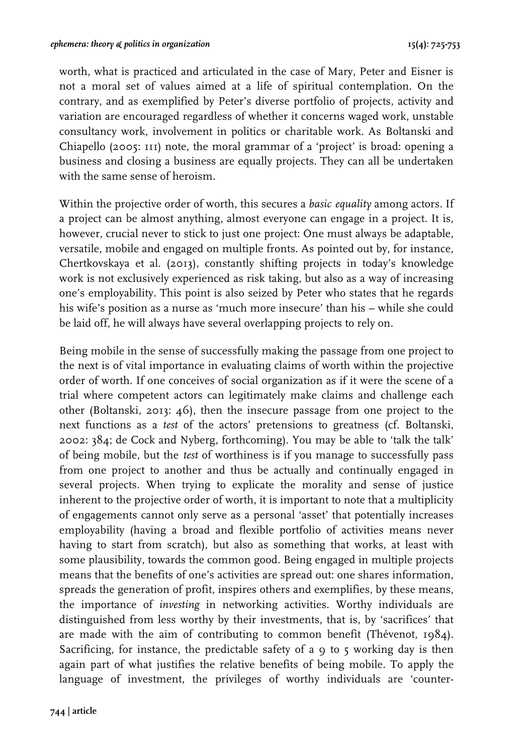worth, what is practiced and articulated in the case of Mary, Peter and Eisner is not a moral set of values aimed at a life of spiritual contemplation. On the contrary, and as exemplified by Peter's diverse portfolio of projects, activity and variation are encouraged regardless of whether it concerns waged work, unstable consultancy work, involvement in politics or charitable work. As Boltanski and Chiapello (2005: 111) note, the moral grammar of a 'project' is broad: opening a business and closing a business are equally projects. They can all be undertaken with the same sense of heroism.

Within the projective order of worth, this secures a *basic equality* among actors. If a project can be almost anything, almost everyone can engage in a project. It is, however, crucial never to stick to just one project: One must always be adaptable, versatile, mobile and engaged on multiple fronts. As pointed out by, for instance, Chertkovskaya et al. (2013), constantly shifting projects in today's knowledge work is not exclusively experienced as risk taking, but also as a way of increasing one's employability. This point is also seized by Peter who states that he regards his wife's position as a nurse as 'much more insecure' than his – while she could be laid off, he will always have several overlapping projects to rely on.

Being mobile in the sense of successfully making the passage from one project to the next is of vital importance in evaluating claims of worth within the projective order of worth. If one conceives of social organization as if it were the scene of a trial where competent actors can legitimately make claims and challenge each other (Boltanski, 2013: 46), then the insecure passage from one project to the next functions as a *test* of the actors' pretensions to greatness (cf. Boltanski, 2002: 384; de Cock and Nyberg, forthcoming). You may be able to 'talk the talk' of being mobile, but the *test* of worthiness is if you manage to successfully pass from one project to another and thus be actually and continually engaged in several projects. When trying to explicate the morality and sense of justice inherent to the projective order of worth, it is important to note that a multiplicity of engagements cannot only serve as a personal 'asset' that potentially increases employability (having a broad and flexible portfolio of activities means never having to start from scratch), but also as something that works, at least with some plausibility, towards the common good. Being engaged in multiple projects means that the benefits of one's activities are spread out: one shares information, spreads the generation of profit, inspires others and exemplifies, by these means, the importance of *investing* in networking activities. Worthy individuals are distinguished from less worthy by their investments, that is, by 'sacrifices' that are made with the aim of contributing to common benefit (Thévenot, 1984). Sacrificing, for instance, the predictable safety of a 9 to 5 working day is then again part of what justifies the relative benefits of being mobile. To apply the language of investment, the privileges of worthy individuals are 'counter-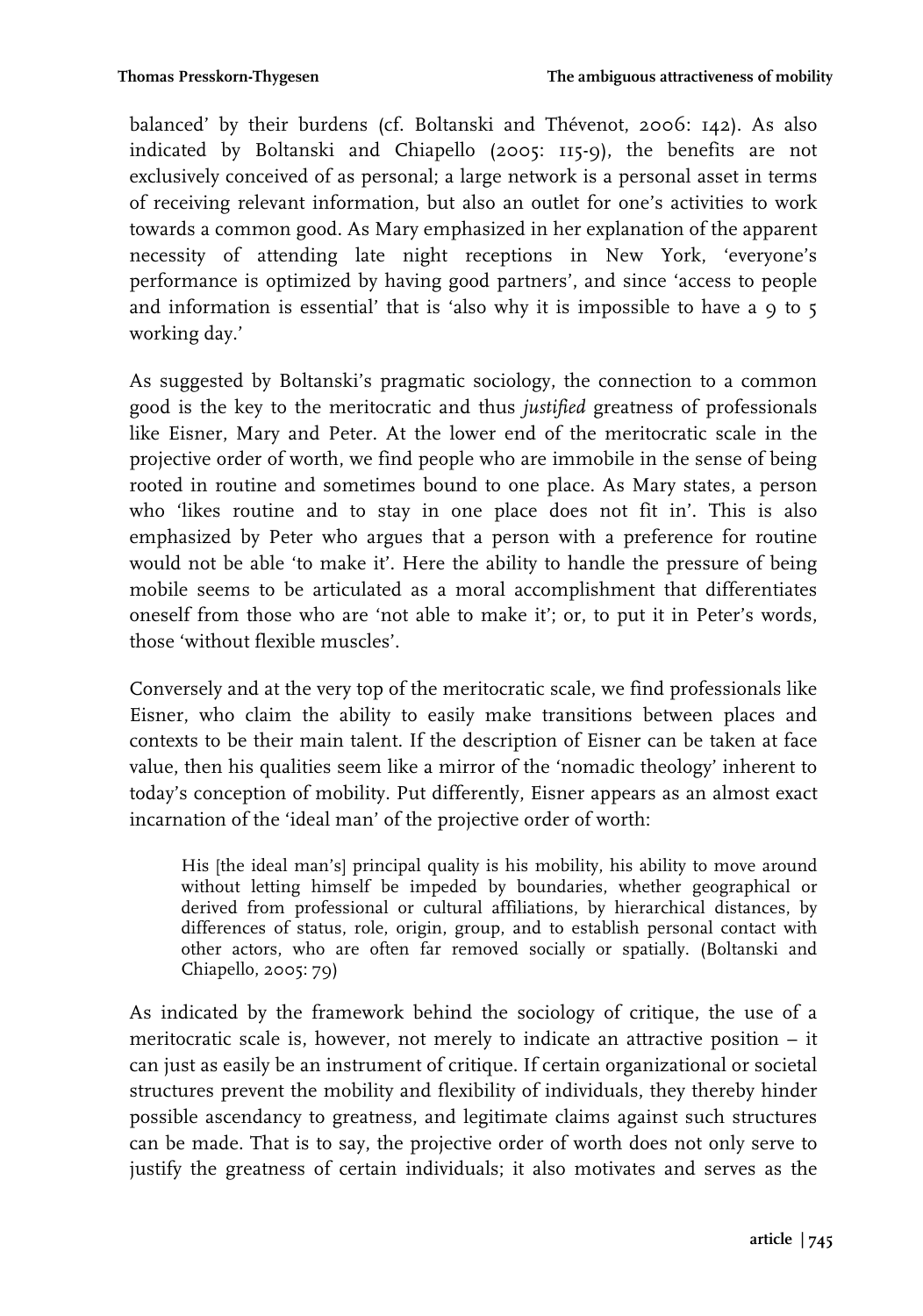balanced' by their burdens (cf. Boltanski and Thévenot, 2006: 142). As also indicated by Boltanski and Chiapello (2005: 115-9), the benefits are not exclusively conceived of as personal; a large network is a personal asset in terms of receiving relevant information, but also an outlet for one's activities to work towards a common good. As Mary emphasized in her explanation of the apparent necessity of attending late night receptions in New York, 'everyone's performance is optimized by having good partners', and since 'access to people and information is essential' that is 'also why it is impossible to have a 9 to 5 working day.'

As suggested by Boltanski's pragmatic sociology, the connection to a common good is the key to the meritocratic and thus *justified* greatness of professionals like Eisner, Mary and Peter. At the lower end of the meritocratic scale in the projective order of worth, we find people who are immobile in the sense of being rooted in routine and sometimes bound to one place. As Mary states, a person who 'likes routine and to stay in one place does not fit in'. This is also emphasized by Peter who argues that a person with a preference for routine would not be able 'to make it'. Here the ability to handle the pressure of being mobile seems to be articulated as a moral accomplishment that differentiates oneself from those who are 'not able to make it'; or, to put it in Peter's words, those 'without flexible muscles'.

Conversely and at the very top of the meritocratic scale, we find professionals like Eisner, who claim the ability to easily make transitions between places and contexts to be their main talent. If the description of Eisner can be taken at face value, then his qualities seem like a mirror of the 'nomadic theology' inherent to today's conception of mobility. Put differently, Eisner appears as an almost exact incarnation of the 'ideal man' of the projective order of worth:

> His [the ideal man's] principal quality is his mobility, his ability to move around without letting himself be impeded by boundaries, whether geographical or derived from professional or cultural affiliations, by hierarchical distances, by differences of status, role, origin, group, and to establish personal contact with other actors, who are often far removed socially or spatially. (Boltanski and Chiapello, 2005: 79)

As indicated by the framework behind the sociology of critique, the use of a meritocratic scale is, however, not merely to indicate an attractive position – it can just as easily be an instrument of critique. If certain organizational or societal structures prevent the mobility and flexibility of individuals, they thereby hinder possible ascendancy to greatness, and legitimate claims against such structures can be made. That is to say, the projective order of worth does not only serve to justify the greatness of certain individuals; it also motivates and serves as the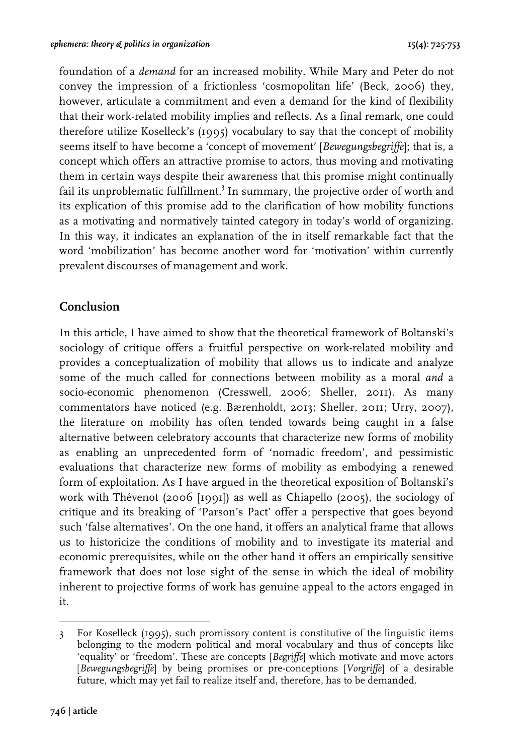foundation of a *demand* for an increased mobility. While Mary and Peter do not convey the impression of a frictionless 'cosmopolitan life' (Beck, 2006) they, however, articulate a commitment and even a demand for the kind of flexibility that their work-related mobility implies and reflects. As a final remark, one could therefore utilize Koselleck's (1995) vocabulary to say that the concept of mobility seems itself to have become a 'concept of movement' [*Bewegungsbegriffe*]; that is, a concept which offers an attractive promise to actors, thus moving and motivating them in certain ways despite their awareness that this promise might continually fail its unproblematic fulfillment.[3] In summary, the projective order of worth and its explication of this promise add to the clarification of how mobility functions as a motivating and normatively tainted category in today's world of organizing. In this way, it indicates an explanation of the in itself remarkable fact that the word 'mobilization' has become another word for 'motivation' within currently prevalent discourses of management and work.

## Conclusion

In this article, I have aimed to show that the theoretical framework of Boltanski's sociology of critique offers a fruitful perspective on work-related mobility and provides a conceptualization of mobility that allows us to indicate and analyze some of the much called for connections between mobility as a moral *and* a socio-economic phenomenon (Cresswell, 2006; Sheller, 2011). As many commentators have noticed (e.g. Bærenholdt, 2013; Sheller, 2011; Urry, 2007), the literature on mobility has often tended towards being caught in a false alternative between celebratory accounts that characterize new forms of mobility as enabling an unprecedented form of 'nomadic freedom', and pessimistic evaluations that characterize new forms of mobility as embodying a renewed form of exploitation. As I have argued in the theoretical exposition of Boltanski's work with Thévenot (2006 [1991]) as well as Chiapello (2005), the sociology of critique and its breaking of 'Parson's Pact' offer a perspective that goes beyond such 'false alternatives'. On the one hand, it offers an analytical frame that allows us to historicize the conditions of mobility and to investigate its material and economic prerequisites, while on the other hand it offers an empirically sensitive framework that does not lose sight of the sense in which the ideal of mobility inherent to projective forms of work has genuine appeal to the actors engaged in it.

---

3 For Koselleck (1995), such promissory content is constitutive of the linguistic items belonging to the modern political and moral vocabulary and thus of concepts like 'equality' or 'freedom'. These are concepts [*Begriffe*] which motivate and move actors [*Bewegungsbegriffe*] by being promises or pre-conceptions [*Vorgriffe*] of a desirable future, which may yet fail to realize itself and, therefore, has to be demanded.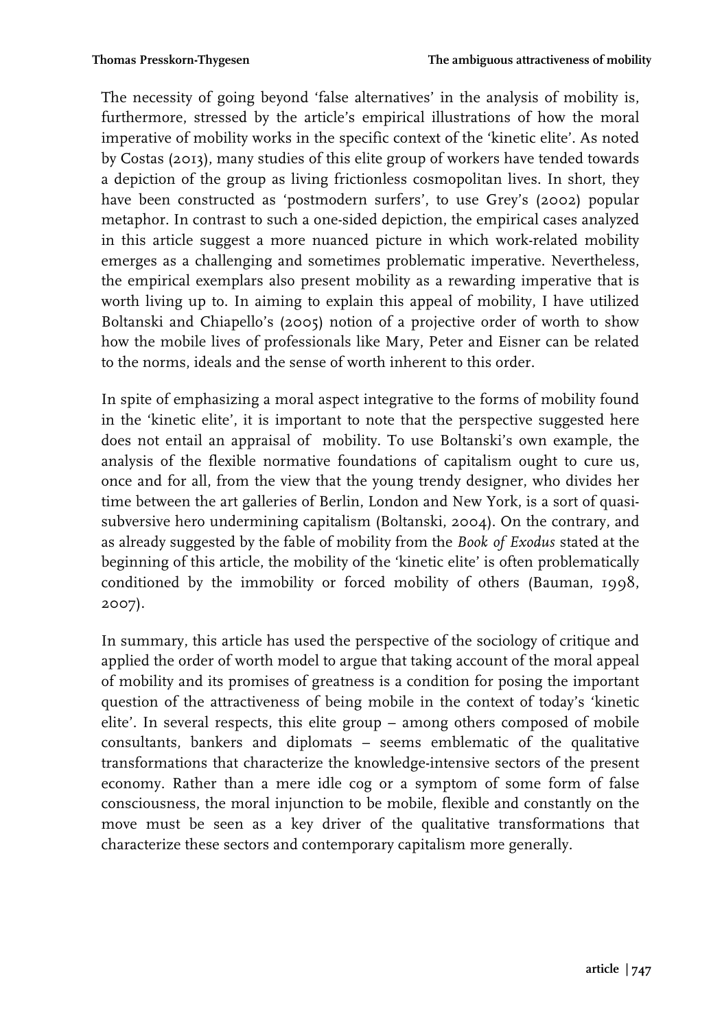The necessity of going beyond 'false alternatives' in the analysis of mobility is, furthermore, stressed by the article's empirical illustrations of how the moral imperative of mobility works in the specific context of the 'kinetic elite'. As noted by Costas (2013), many studies of this elite group of workers have tended towards a depiction of the group as living frictionless cosmopolitan lives. In short, they have been constructed as 'postmodern surfers', to use Grey's (2002) popular metaphor. In contrast to such a one-sided depiction, the empirical cases analyzed in this article suggest a more nuanced picture in which work-related mobility emerges as a challenging and sometimes problematic imperative. Nevertheless, the empirical exemplars also present mobility as a rewarding imperative that is worth living up to. In aiming to explain this appeal of mobility, I have utilized Boltanski and Chiapello's (2005) notion of a projective order of worth to show how the mobile lives of professionals like Mary, Peter and Eisner can be related to the norms, ideals and the sense of worth inherent to this order.

In spite of emphasizing a moral aspect integrative to the forms of mobility found in the 'kinetic elite', it is important to note that the perspective suggested here does not entail an appraisal of mobility. To use Boltanski's own example, the analysis of the flexible normative foundations of capitalism ought to cure us, once and for all, from the view that the young trendy designer, who divides her time between the art galleries of Berlin, London and New York, is a sort of quasi-subversive hero undermining capitalism (Boltanski, 2004). On the contrary, and as already suggested by the fable of mobility from the *Book of Exodus* stated at the beginning of this article, the mobility of the 'kinetic elite' is often problematically conditioned by the immobility or forced mobility of others (Bauman, 1998, 2007).

In summary, this article has used the perspective of the sociology of critique and applied the order of worth model to argue that taking account of the moral appeal of mobility and its promises of greatness is a condition for posing the important question of the attractiveness of being mobile in the context of today's 'kinetic elite'. In several respects, this elite group – among others composed of mobile consultants, bankers and diplomats – seems emblematic of the qualitative transformations that characterize the knowledge-intensive sectors of the present economy. Rather than a mere idle cog or a symptom of some form of false consciousness, the moral injunction to be mobile, flexible and constantly on the move must be seen as a key driver of the qualitative transformations that characterize these sectors and contemporary capitalism more generally.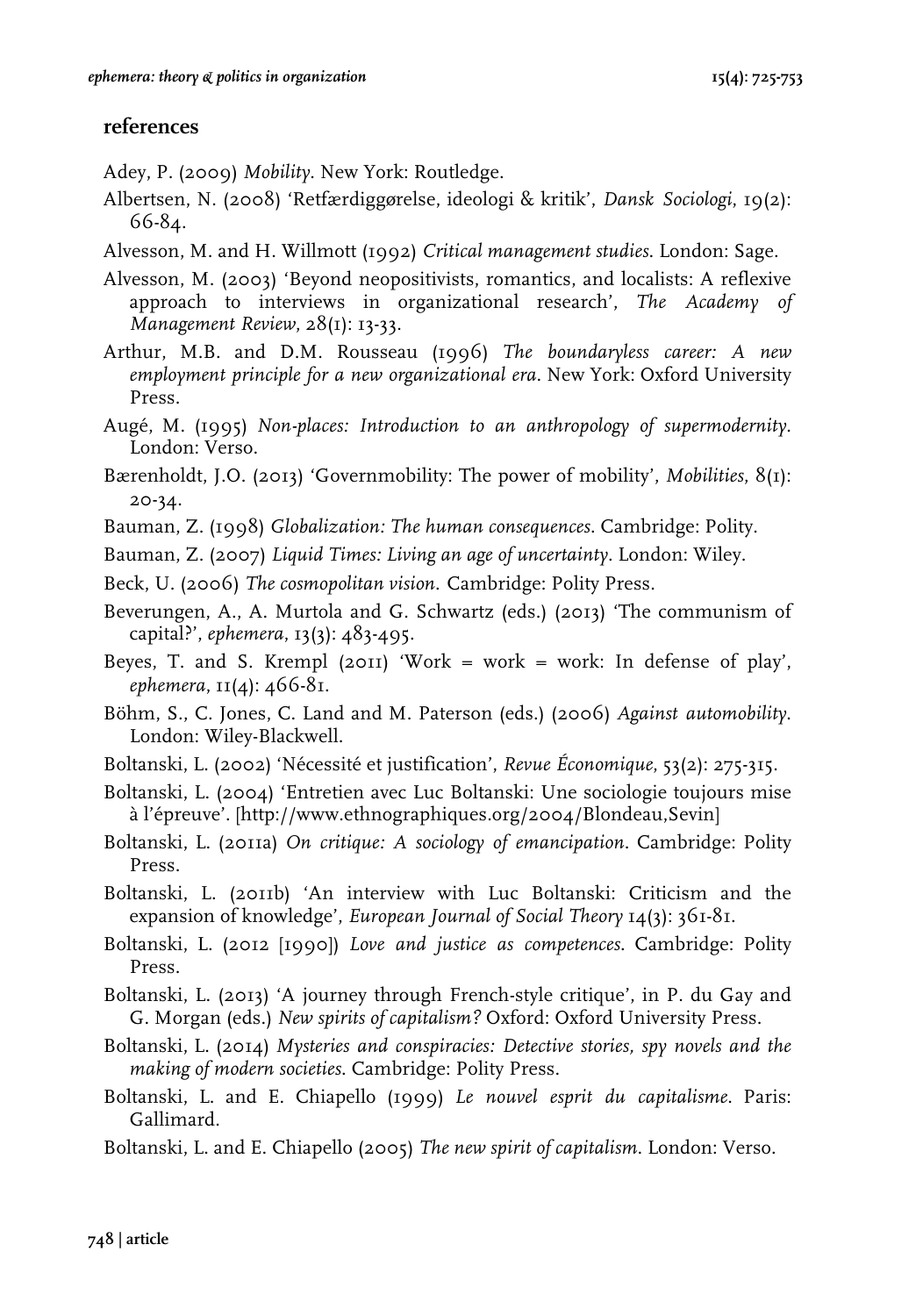## references

Adey, P. (2009) *Mobility*. New York: Routledge.

Albertsen, N. (2008) 'Retfærdiggørelse, ideologi & kritik', *Dansk Sociologi*, 19(2): 66-84.

Alvesson, M. and H. Willmott (1992) *Critical management studies*. London: Sage.

Alvesson, M. (2003) 'Beyond neopositivists, romantics, and localists: A reflexive approach to interviews in organizational research', *The Academy of Management Review*, 28(1): 13-33.

Arthur, M.B. and D.M. Rousseau (1996) *The boundaryless career: A new employment principle for a new organizational era*. New York: Oxford University Press.

Augé, M. (1995) *Non-places: Introduction to an anthropology of supermodernity*. London: Verso.

Bærenholdt, J.O. (2013) 'Governmobility: The power of mobility', *Mobilities*, 8(1): 20-34.

Bauman, Z. (1998) *Globalization: The human consequences*. Cambridge: Polity.

Bauman, Z. (2007) *Liquid Times: Living an age of uncertainty*. London: Wiley.

Beck, U. (2006) *The cosmopolitan vision.* Cambridge: Polity Press.

Beverungen, A., A. Murtola and G. Schwartz (eds.) (2013) 'The communism of capital?', *ephemera*, 13(3): 483-495.

Beyes, T. and S. Krempl (2011) 'Work = work = work: In defense of play', *ephemera*, 11(4): 466-81.

Böhm, S., C. Jones, C. Land and M. Paterson (eds.) (2006) *Against automobility*. London: Wiley-Blackwell.

Boltanski, L. (2002) 'Nécessité et justification', *Revue Économique*, 53(2): 275-315.

Boltanski, L. (2004) 'Entretien avec Luc Boltanski: Une sociologie toujours mise à l'épreuve'. [http://www.ethnographiques.org/2004/Blondeau,Sevin]

Boltanski, L. (2011a) *On critique: A sociology of emancipation*. Cambridge: Polity Press.

Boltanski, L. (2011b) 'An interview with Luc Boltanski: Criticism and the expansion of knowledge', *European Journal of Social Theory* 14(3): 361-81.

Boltanski, L. (2012 [1990]) *Love and justice as competences*. Cambridge: Polity Press.

Boltanski, L. (2013) 'A journey through French-style critique', in P. du Gay and G. Morgan (eds.) *New spirits of capitalism?* Oxford: Oxford University Press.

Boltanski, L. (2014) *Mysteries and conspiracies: Detective stories, spy novels and the making of modern societies*. Cambridge: Polity Press.

Boltanski, L. and E. Chiapello (1999) *Le nouvel esprit du capitalisme*. Paris: Gallimard.

Boltanski, L. and E. Chiapello (2005) *The new spirit of capitalism*. London: Verso.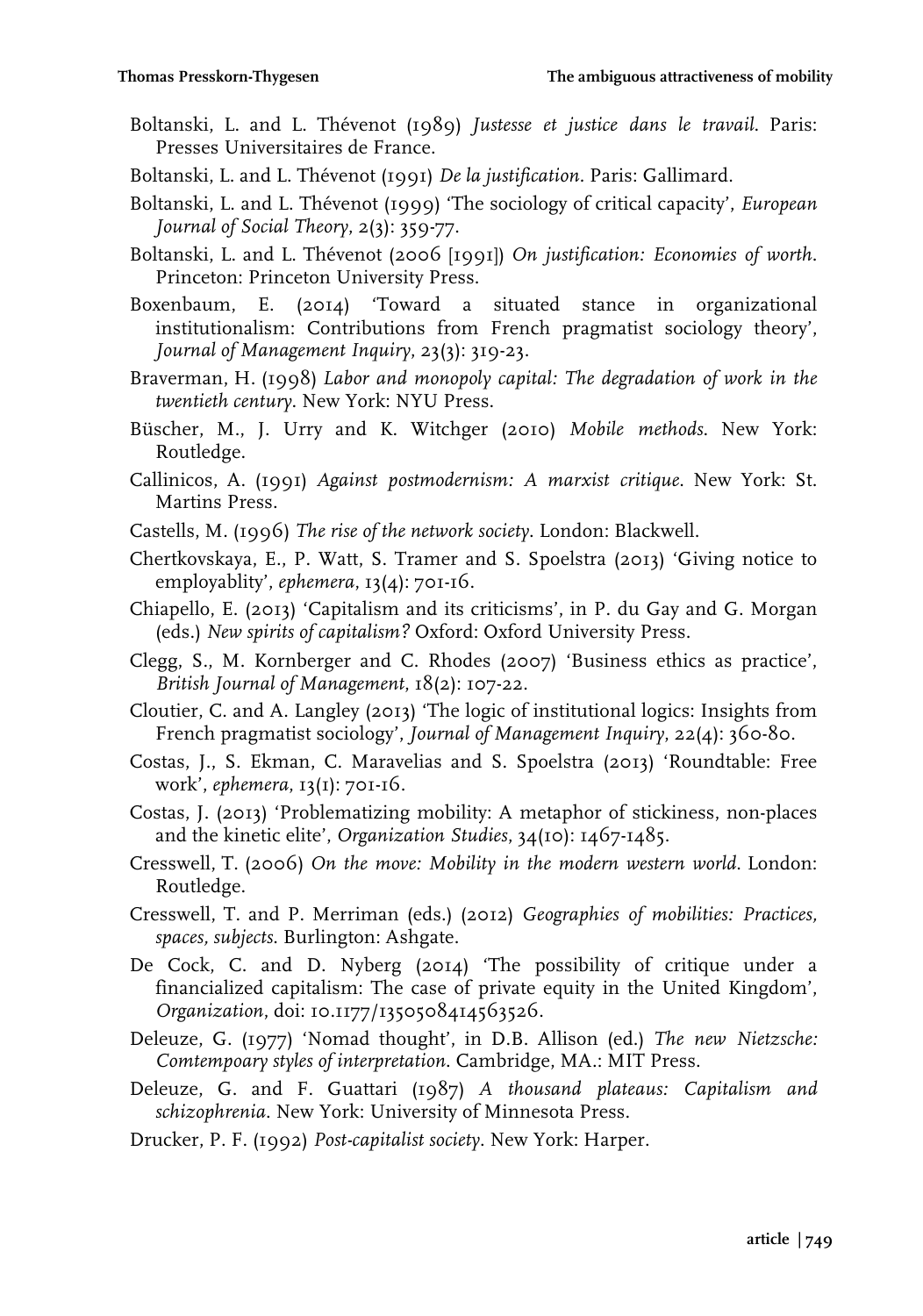Boltanski, L. and L. Thévenot (1989) *Justesse et justice dans le travail*. Paris: Presses Universitaires de France.

Boltanski, L. and L. Thévenot (1991) *De la justification*. Paris: Gallimard.

Boltanski, L. and L. Thévenot (1999) 'The sociology of critical capacity', *European Journal of Social Theory*, 2(3): 359-77.

Boltanski, L. and L. Thévenot (2006 [1991]) *On justification: Economies of worth*. Princeton: Princeton University Press.

Boxenbaum, E. (2014) 'Toward a situated stance in organizational institutionalism: Contributions from French pragmatist sociology theory', *Journal of Management Inquiry*, 23(3): 319-23.

Braverman, H. (1998) *Labor and monopoly capital: The degradation of work in the twentieth century*. New York: NYU Press.

Büscher, M., J. Urry and K. Witchger (2010) *Mobile methods*. New York: Routledge.

Callinicos, A. (1991) *Against postmodernism: A marxist critique*. New York: St. Martins Press.

Castells, M. (1996) *The rise of the network society*. London: Blackwell.

Chertkovskaya, E., P. Watt, S. Tramer and S. Spoelstra (2013) 'Giving notice to employablity', *ephemera*, 13(4): 701-16.

Chiapello, E. (2013) 'Capitalism and its criticisms', in P. du Gay and G. Morgan (eds.) *New spirits of capitalism?* Oxford: Oxford University Press.

Clegg, S., M. Kornberger and C. Rhodes (2007) 'Business ethics as practice', *British Journal of Management*, 18(2): 107-22.

Cloutier, C. and A. Langley (2013) 'The logic of institutional logics: Insights from French pragmatist sociology', *Journal of Management Inquiry*, 22(4): 360-80.

Costas, J., S. Ekman, C. Maravelias and S. Spoelstra (2013) 'Roundtable: Free work', *ephemera*, 13(1): 701-16.

Costas, J. (2013) 'Problematizing mobility: A metaphor of stickiness, non-places and the kinetic elite', *Organization Studies*, 34(10): 1467-1485.

Cresswell, T. (2006) *On the move: Mobility in the modern western world*. London: Routledge.

Cresswell, T. and P. Merriman (eds.) (2012) *Geographies of mobilities: Practices, spaces, subjects*. Burlington: Ashgate.

De Cock, C. and D. Nyberg (2014) 'The possibility of critique under a financialized capitalism: The case of private equity in the United Kingdom', *Organization*, doi: 10.1177/1350508414563526.

Deleuze, G. (1977) 'Nomad thought', in D.B. Allison (ed.) *The new Nietzsche: Comtempoary styles of interpretation*. Cambridge, MA.: MIT Press.

Deleuze, G. and F. Guattari (1987) *A thousand plateaus: Capitalism and schizophrenia*. New York: University of Minnesota Press.

Drucker, P. F. (1992) *Post-capitalist society*. New York: Harper.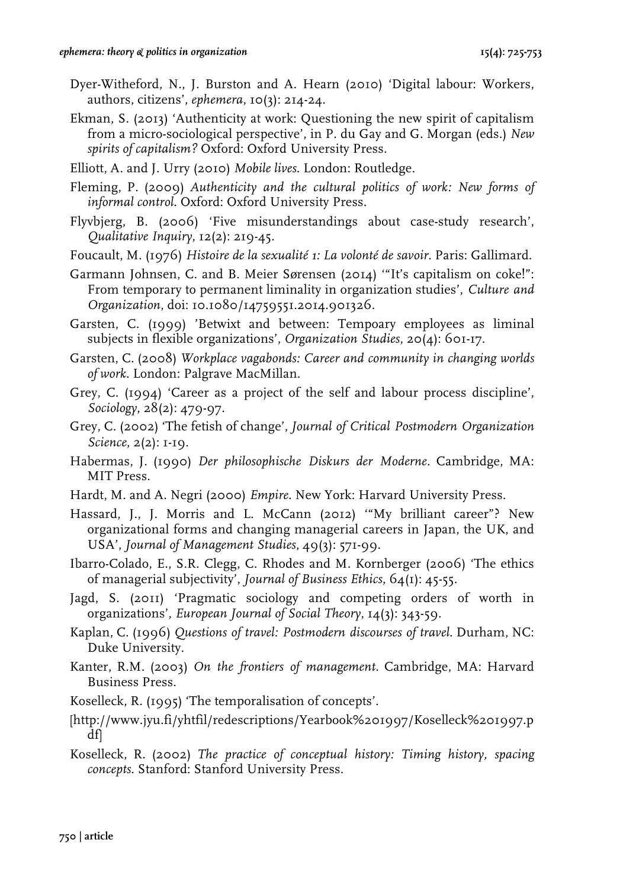Dyer-Witheford, N., J. Burston and A. Hearn (2010) 'Digital labour: Workers, authors, citizens', *ephemera*, 10(3): 214-24.

Ekman, S. (2013) 'Authenticity at work: Questioning the new spirit of capitalism from a micro-sociological perspective', in P. du Gay and G. Morgan (eds.) *New spirits of capitalism?* Oxford: Oxford University Press.

Elliott, A. and J. Urry (2010) *Mobile lives*. London: Routledge.

Fleming, P. (2009) *Authenticity and the cultural politics of work: New forms of informal control*. Oxford: Oxford University Press.

Flyvbjerg, B. (2006) 'Five misunderstandings about case-study research', *Qualitative Inquiry*, 12(2): 219-45.

Foucault, M. (1976) *Histoire de la sexualité 1: La volonté de savoir*. Paris: Gallimard.

Garmann Johnsen, C. and B. Meier Sørensen (2014) '"It's capitalism on coke!": From temporary to permanent liminality in organization studies', *Culture and Organization*, doi: 10.1080/14759551.2014.901326.

Garsten, C. (1999) 'Betwixt and between: Tempoary employees as liminal subjects in flexible organizations', *Organization Studies*, 20(4): 601-17.

Garsten, C. (2008) *Workplace vagabonds: Career and community in changing worlds of work*. London: Palgrave MacMillan.

Grey, C. (1994) 'Career as a project of the self and labour process discipline', *Sociology*, 28(2): 479-97.

Grey, C. (2002) 'The fetish of change', *Journal of Critical Postmodern Organization Science*, 2(2): 1-19.

Habermas, J. (1990) *Der philosophische Diskurs der Moderne*. Cambridge, MA: MIT Press.

Hardt, M. and A. Negri (2000) *Empire*. New York: Harvard University Press.

Hassard, J., J. Morris and L. McCann (2012) '"My brilliant career"? New organizational forms and changing managerial careers in Japan, the UK, and USA', *Journal of Management Studies*, 49(3): 571-99.

Ibarro-Colado, E., S.R. Clegg, C. Rhodes and M. Kornberger (2006) 'The ethics of managerial subjectivity', *Journal of Business Ethics*, 64(1): 45-55.

Jagd, S. (2011) 'Pragmatic sociology and competing orders of worth in organizations', *European Journal of Social Theory*, 14(3): 343-59.

Kaplan, C. (1996) *Questions of travel: Postmodern discourses of travel*. Durham, NC: Duke University.

Kanter, R.M. (2003) *On the frontiers of management*. Cambridge, MA: Harvard Business Press.

Koselleck, R. (1995) 'The temporalisation of concepts'. [http://www.jyu.fi/yhtfil/redescriptions/Yearbook%201997/Koselleck%201997.pdf]

Koselleck, R. (2002) *The practice of conceptual history: Timing history, spacing concepts*. Stanford: Stanford University Press.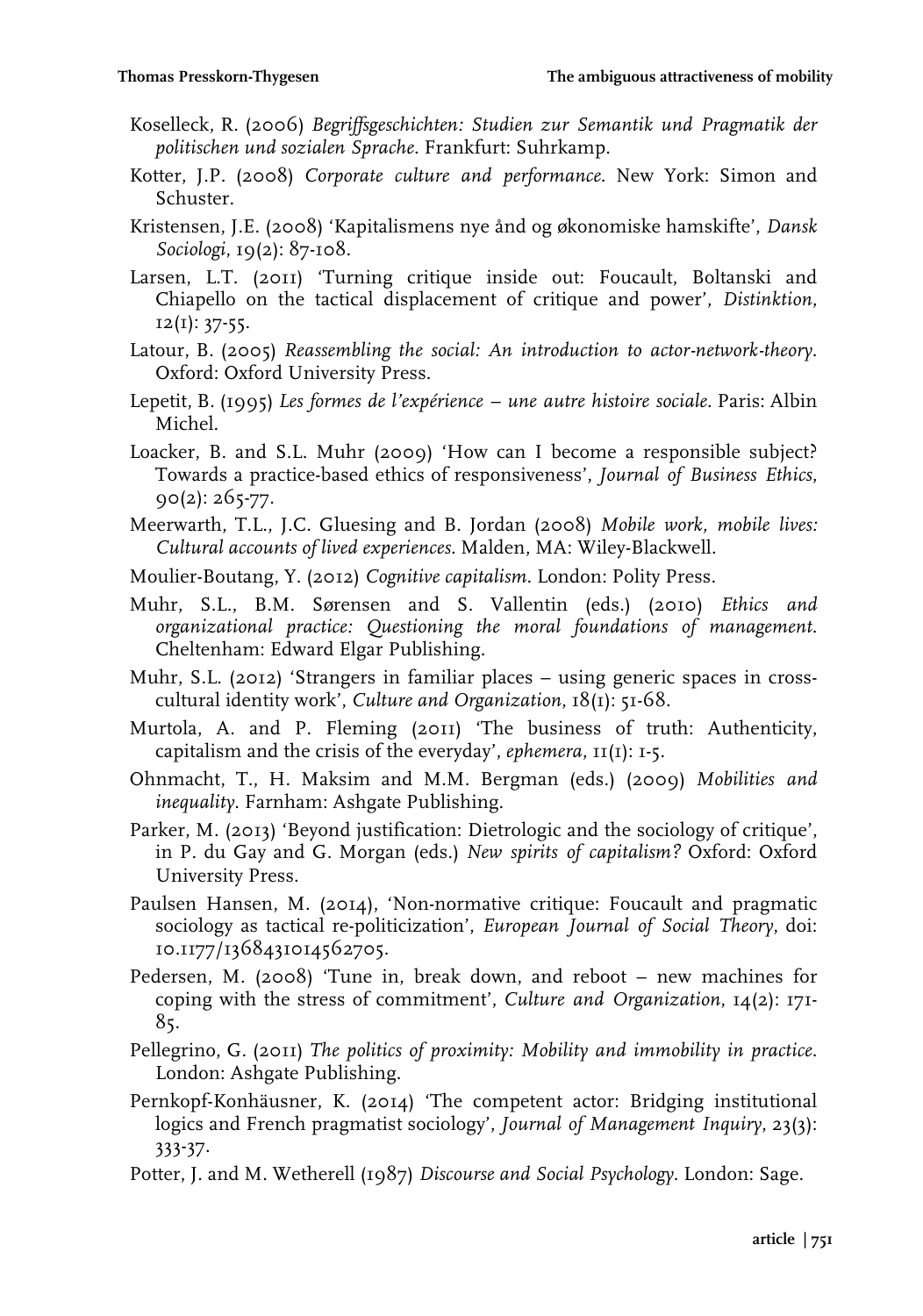Koselleck, R. (2006) *Begriffsgeschichten: Studien zur Semantik und Pragmatik der politischen und sozialen Sprache*. Frankfurt: Suhrkamp.

Kotter, J.P. (2008) *Corporate culture and performance*. New York: Simon and Schuster.

Kristensen, J.E. (2008) 'Kapitalismens nye ånd og økonomiske hamskifte', *Dansk Sociologi*, 19(2): 87-108.

Larsen, L.T. (2011) 'Turning critique inside out: Foucault, Boltanski and Chiapello on the tactical displacement of critique and power', *Distinktion*, 12(1): 37-55.

Latour, B. (2005) *Reassembling the social: An introduction to actor-network-theory*. Oxford: Oxford University Press.

Lepetit, B. (1995) *Les formes de l'expérience – une autre histoire sociale*. Paris: Albin Michel.

Loacker, B. and S.L. Muhr (2009) 'How can I become a responsible subject? Towards a practice-based ethics of responsiveness', *Journal of Business Ethics*, 90(2): 265-77.

Meerwarth, T.L., J.C. Gluesing and B. Jordan (2008) *Mobile work, mobile lives: Cultural accounts of lived experiences*. Malden, MA: Wiley-Blackwell.

Moulier-Boutang, Y. (2012) *Cognitive capitalism*. London: Polity Press.

Muhr, S.L., B.M. Sørensen and S. Vallentin (eds.) (2010) *Ethics and organizational practice: Questioning the moral foundations of management*. Cheltenham: Edward Elgar Publishing.

Muhr, S.L. (2012) 'Strangers in familiar places – using generic spaces in cross-cultural identity work', *Culture and Organization*, 18(1): 51-68.

Murtola, A. and P. Fleming (2011) 'The business of truth: Authenticity, capitalism and the crisis of the everyday', *ephemera*, 11(1): 1-5.

Ohnmacht, T., H. Maksim and M.M. Bergman (eds.) (2009) *Mobilities and inequality*. Farnham: Ashgate Publishing.

Parker, M. (2013) 'Beyond justification: Dietrologic and the sociology of critique', in P. du Gay and G. Morgan (eds.) *New spirits of capitalism?* Oxford: Oxford University Press.

Paulsen Hansen, M. (2014), 'Non-normative critique: Foucault and pragmatic sociology as tactical re-politicization', *European Journal of Social Theory*, doi: 10.1177/1368431014562705.

Pedersen, M. (2008) 'Tune in, break down, and reboot – new machines for coping with the stress of commitment', *Culture and Organization*, 14(2): 171-85.

Pellegrino, G. (2011) *The politics of proximity: Mobility and immobility in practice*. London: Ashgate Publishing.

Pernkopf-Konhäusner, K. (2014) 'The competent actor: Bridging institutional logics and French pragmatist sociology', *Journal of Management Inquiry*, 23(3): 333-37.

Potter, J. and M. Wetherell (1987) *Discourse and Social Psychology*. London: Sage.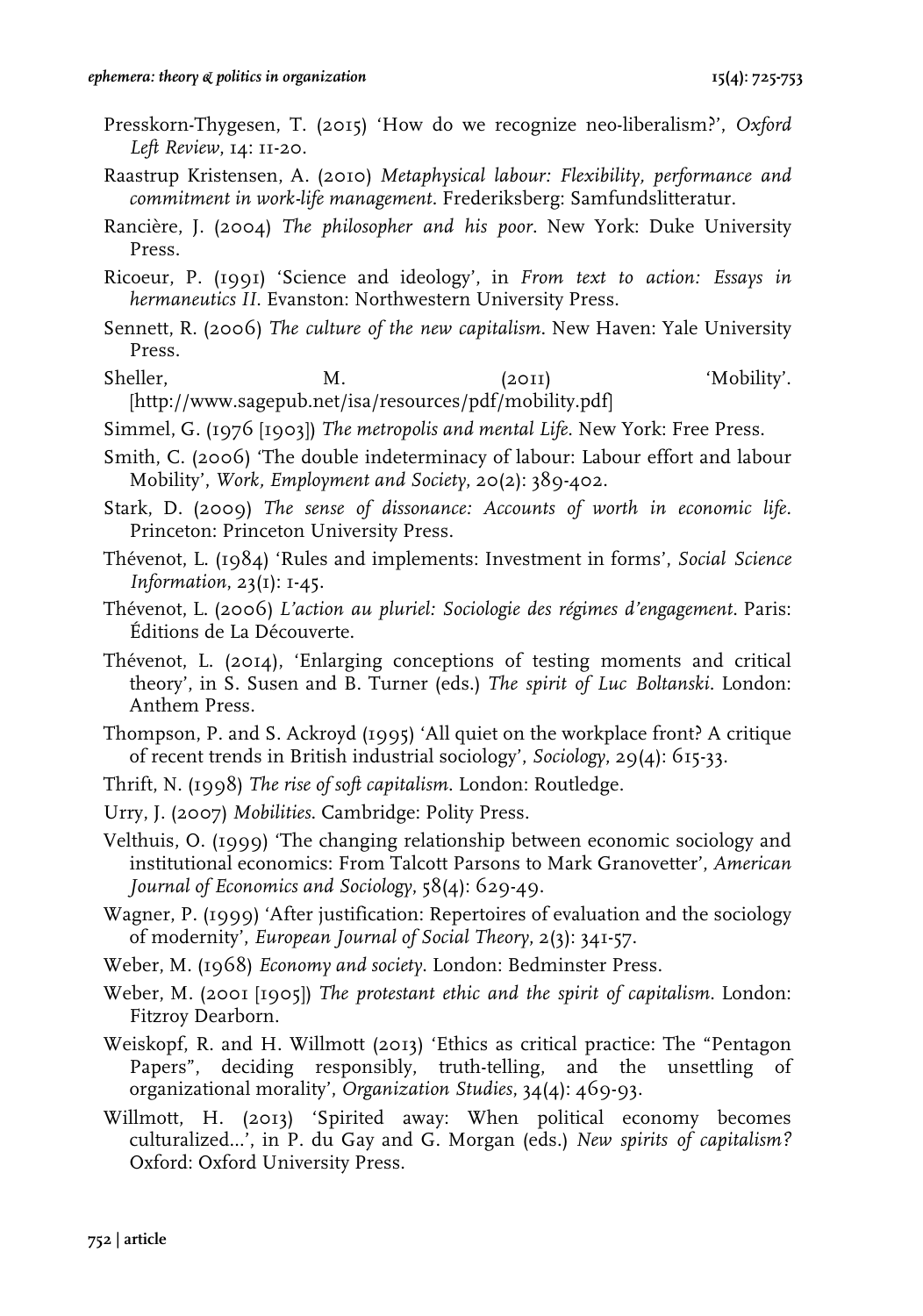Presskorn-Thygesen, T. (2015) 'How do we recognize neo-liberalism?', *Oxford Left Review*, 14: 11-20.

Raastrup Kristensen, A. (2010) *Metaphysical labour: Flexibility, performance and commitment in work-life management*. Frederiksberg: Samfundslitteratur.

Rancière, J. (2004) *The philosopher and his poor*. New York: Duke University Press.

Ricoeur, P. (1991) 'Science and ideology', in *From text to action: Essays in hermaneutics II*. Evanston: Northwestern University Press.

Sennett, R. (2006) *The culture of the new capitalism*. New Haven: Yale University Press.

Sheller, M. (2011) 'Mobility'. [http://www.sagepub.net/isa/resources/pdf/mobility.pdf]

Simmel, G. (1976 [1903]) *The metropolis and mental Life*. New York: Free Press.

Smith, C. (2006) 'The double indeterminacy of labour: Labour effort and labour Mobility', *Work, Employment and Society*, 20(2): 389-402.

Stark, D. (2009) *The sense of dissonance: Accounts of worth in economic life*. Princeton: Princeton University Press.

Thévenot, L. (1984) 'Rules and implements: Investment in forms', *Social Science Information*, 23(1): 1-45.

Thévenot, L. (2006) *L'action au pluriel: Sociologie des régimes d'engagement*. Paris: Éditions de La Découverte.

Thévenot, L. (2014), 'Enlarging conceptions of testing moments and critical theory', in S. Susen and B. Turner (eds.) *The spirit of Luc Boltanski*. London: Anthem Press.

Thompson, P. and S. Ackroyd (1995) 'All quiet on the workplace front? A critique of recent trends in British industrial sociology', *Sociology*, 29(4): 615-33.

Thrift, N. (1998) *The rise of soft capitalism*. London: Routledge.

Urry, J. (2007) *Mobilities*. Cambridge: Polity Press.

Velthuis, O. (1999) 'The changing relationship between economic sociology and institutional economics: From Talcott Parsons to Mark Granovetter', *American Journal of Economics and Sociology*, 58(4): 629-49.

Wagner, P. (1999) 'After justification: Repertoires of evaluation and the sociology of modernity', *European Journal of Social Theory*, 2(3): 341-57.

Weber, M. (1968) *Economy and society*. London: Bedminster Press.

Weber, M. (2001 [1905]) *The protestant ethic and the spirit of capitalism*. London: Fitzroy Dearborn.

Weiskopf, R. and H. Willmott (2013) 'Ethics as critical practice: The "Pentagon Papers", deciding responsibly, truth-telling, and the unsettling of organizational morality', *Organization Studies*, 34(4): 469-93.

Willmott, H. (2013) 'Spirited away: When political economy becomes culturalized...', in P. du Gay and G. Morgan (eds.) *New spirits of capitalism?* Oxford: Oxford University Press.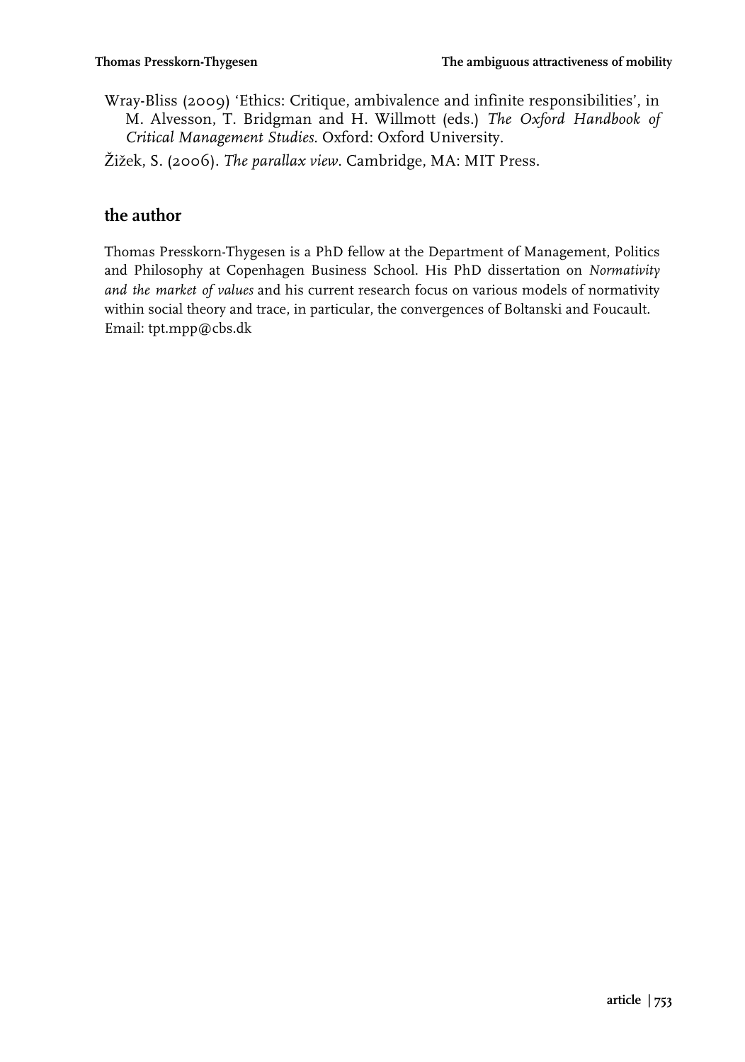Wray-Bliss (2009) 'Ethics: Critique, ambivalence and infinite responsibilities', in M. Alvesson, T. Bridgman and H. Willmott (eds.) *The Oxford Handbook of Critical Management Studies*. Oxford: Oxford University.

Žižek, S. (2006). *The parallax view*. Cambridge, MA: MIT Press.

## the author

Thomas Presskorn-Thygesen is a PhD fellow at the Department of Management, Politics and Philosophy at Copenhagen Business School. His PhD dissertation on *Normativity and the market of values* and his current research focus on various models of normativity within social theory and trace, in particular, the convergences of Boltanski and Foucault.
Email: tpt.mpp@cbs.dk